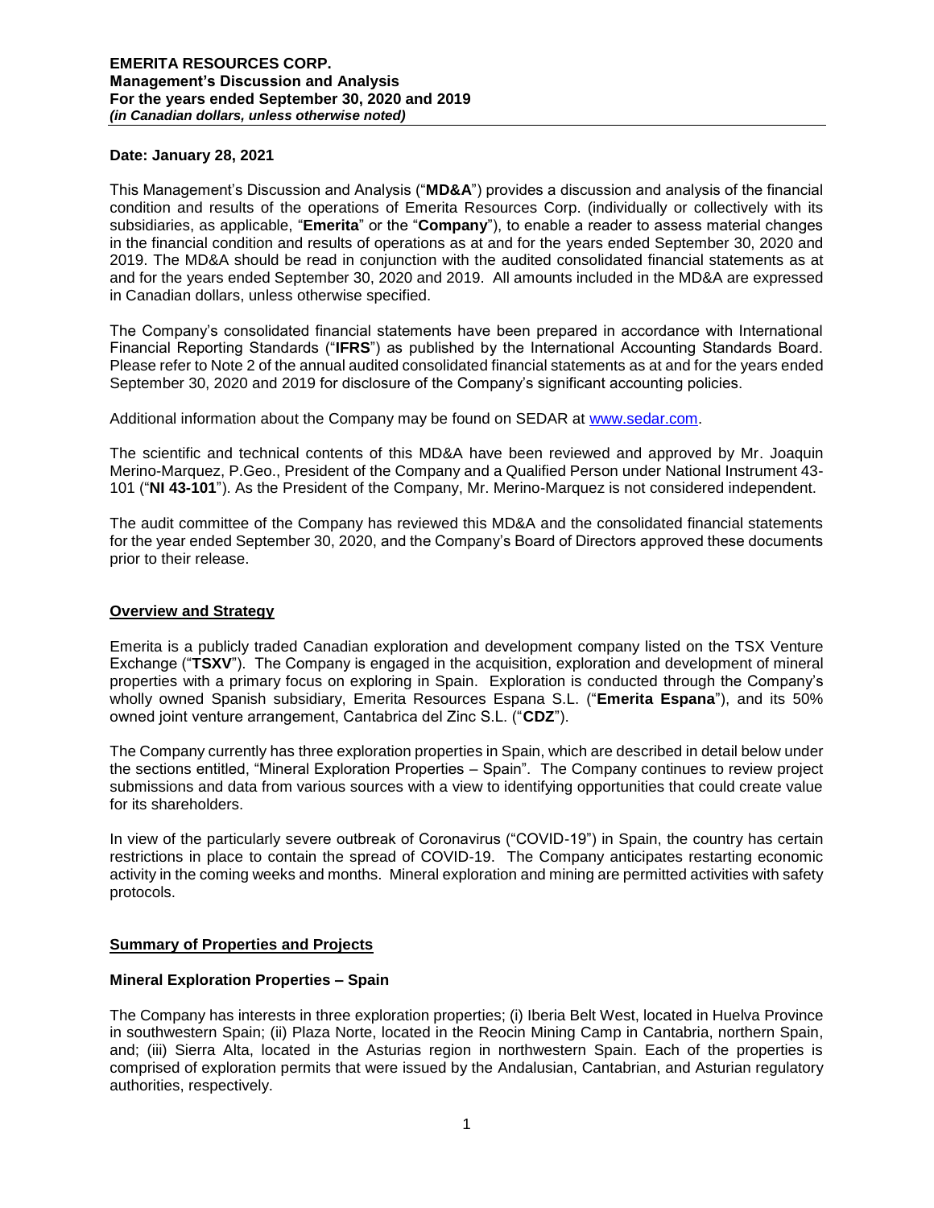**Date: January 28, 2021**

This Management's Discussion and Analysis ("**MD&A**") provides a discussion and analysis of the financial condition and results of the operations of Emerita Resources Corp. (individually or collectively with its subsidiaries, as applicable, "**Emerita**" or the "**Company**"), to enable a reader to assess material changes in the financial condition and results of operations as at and for the years ended September 30, 2020 and 2019. The MD&A should be read in conjunction with the audited consolidated financial statements as at and for the years ended September 30, 2020 and 2019. All amounts included in the MD&A are expressed in Canadian dollars, unless otherwise specified.

The Company's consolidated financial statements have been prepared in accordance with International Financial Reporting Standards ("**IFRS**") as published by the International Accounting Standards Board. Please refer to Note 2 of the annual audited consolidated financial statements as at and for the years ended September 30, 2020 and 2019 for disclosure of the Company's significant accounting policies.

Additional information about the Company may be found on SEDAR at www.sedar.com.

The scientific and technical contents of this MD&A have been reviewed and approved by Mr. Joaquin Merino-Marquez, P.Geo., President of the Company and a Qualified Person under National Instrument 43-101 ("**NI 43-101**"). As the President of the Company, Mr. Merino-Marquez is not considered independent.

The audit committee of the Company has reviewed this MD&A and the consolidated financial statements for the year ended September 30, 2020, and the Company's Board of Directors approved these documents prior to their release.

## Overview and Strategy

Emerita is a publicly traded Canadian exploration and development company listed on the TSX Venture Exchange ("**TSXV**"). The Company is engaged in the acquisition, exploration and development of mineral properties with a primary focus on exploring in Spain. Exploration is conducted through the Company's wholly owned Spanish subsidiary, Emerita Resources Espana S.L. ("**Emerita Espana**"), and its 50% owned joint venture arrangement, Cantabrica del Zinc S.L. ("**CDZ**").

The Company currently has three exploration properties in Spain, which are described in detail below under the sections entitled, "Mineral Exploration Properties – Spain". The Company continues to review project submissions and data from various sources with a view to identifying opportunities that could create value for its shareholders.

In view of the particularly severe outbreak of Coronavirus ("COVID-19") in Spain, the country has certain restrictions in place to contain the spread of COVID-19. The Company anticipates restarting economic activity in the coming weeks and months. Mineral exploration and mining are permitted activities with safety protocols.

## Summary of Properties and Projects

### Mineral Exploration Properties – Spain

The Company has interests in three exploration properties; (i) Iberia Belt West, located in Huelva Province in southwestern Spain; (ii) Plaza Norte, located in the Reocin Mining Camp in Cantabria, northern Spain, and; (iii) Sierra Alta, located in the Asturias region in northwestern Spain. Each of the properties is comprised of exploration permits that were issued by the Andalusian, Cantabrian, and Asturian regulatory authorities, respectively.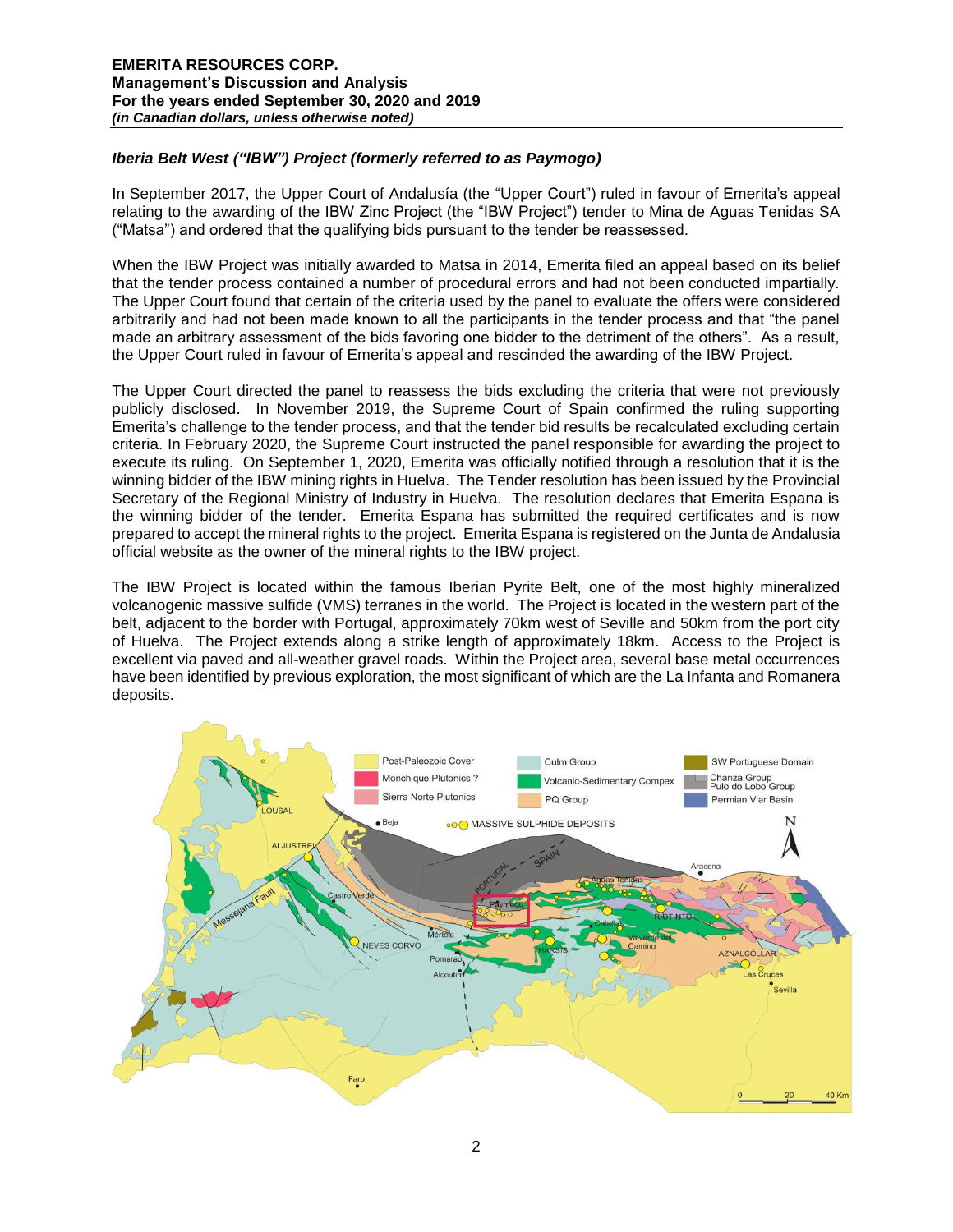### *Iberia Belt West ("IBW") Project (formerly referred to as Paymogo)*

In September 2017, the Upper Court of Andalusía (the "Upper Court") ruled in favour of Emerita's appeal relating to the awarding of the IBW Zinc Project (the "IBW Project") tender to Mina de Aguas Tenidas SA ("Matsa") and ordered that the qualifying bids pursuant to the tender be reassessed.

When the IBW Project was initially awarded to Matsa in 2014, Emerita filed an appeal based on its belief that the tender process contained a number of procedural errors and had not been conducted impartially. The Upper Court found that certain of the criteria used by the panel to evaluate the offers were considered arbitrarily and had not been made known to all the participants in the tender process and that "the panel made an arbitrary assessment of the bids favoring one bidder to the detriment of the others". As a result, the Upper Court ruled in favour of Emerita's appeal and rescinded the awarding of the IBW Project.

The Upper Court directed the panel to reassess the bids excluding the criteria that were not previously publicly disclosed. In November 2019, the Supreme Court of Spain confirmed the ruling supporting Emerita's challenge to the tender process, and that the tender bid results be recalculated excluding certain criteria. In February 2020, the Supreme Court instructed the panel responsible for awarding the project to execute its ruling. On September 1, 2020, Emerita was officially notified through a resolution that it is the winning bidder of the IBW mining rights in Huelva. The Tender resolution has been issued by the Provincial Secretary of the Regional Ministry of Industry in Huelva. The resolution declares that Emerita Espana is the winning bidder of the tender. Emerita Espana has submitted the required certificates and is now prepared to accept the mineral rights to the project. Emerita Espana is registered on the Junta de Andalusia official website as the owner of the mineral rights to the IBW project.

The IBW Project is located within the famous Iberian Pyrite Belt, one of the most highly mineralized volcanogenic massive sulfide (VMS) terranes in the world. The Project is located in the western part of the belt, adjacent to the border with Portugal, approximately 70km west of Seville and 50km from the port city of Huelva. The Project extends along a strike length of approximately 18km. Access to the Project is excellent via paved and all-weather gravel roads. Within the Project area, several base metal occurrences have been identified by previous exploration, the most significant of which are the La Infanta and Romanera deposits.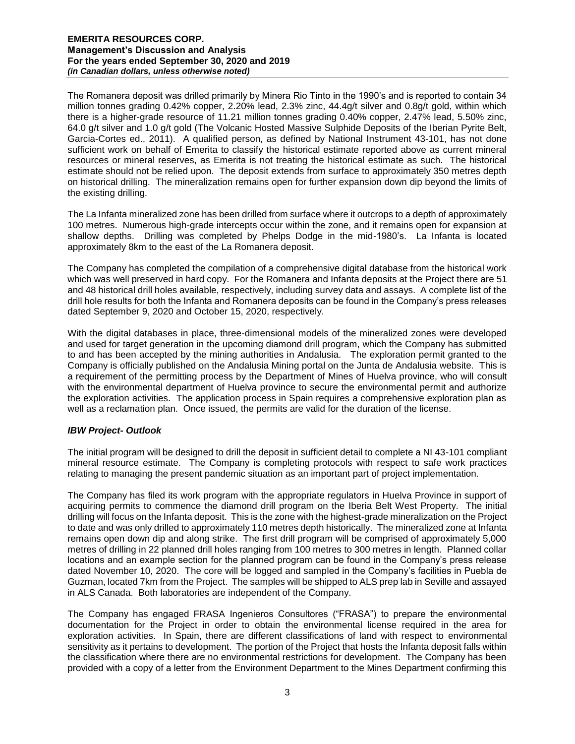The Romanera deposit was drilled primarily by Minera Rio Tinto in the 1990's and is reported to contain 34 million tonnes grading 0.42% copper, 2.20% lead, 2.3% zinc, 44.4g/t silver and 0.8g/t gold, within which there is a higher-grade resource of 11.21 million tonnes grading 0.40% copper, 2.47% lead, 5.50% zinc, 64.0 g/t silver and 1.0 g/t gold (The Volcanic Hosted Massive Sulphide Deposits of the Iberian Pyrite Belt, Garcia-Cortes ed., 2011). A qualified person, as defined by National Instrument 43-101, has not done sufficient work on behalf of Emerita to classify the historical estimate reported above as current mineral resources or mineral reserves, as Emerita is not treating the historical estimate as such. The historical estimate should not be relied upon. The deposit extends from surface to approximately 350 metres depth on historical drilling. The mineralization remains open for further expansion down dip beyond the limits of the existing drilling.

The La Infanta mineralized zone has been drilled from surface where it outcrops to a depth of approximately 100 metres. Numerous high-grade intercepts occur within the zone, and it remains open for expansion at shallow depths. Drilling was completed by Phelps Dodge in the mid-1980's. La Infanta is located approximately 8km to the east of the La Romanera deposit.

The Company has completed the compilation of a comprehensive digital database from the historical work which was well preserved in hard copy. For the Romanera and Infanta deposits at the Project there are 51 and 48 historical drill holes available, respectively, including survey data and assays. A complete list of the drill hole results for both the Infanta and Romanera deposits can be found in the Company's press releases dated September 9, 2020 and October 15, 2020, respectively.

With the digital databases in place, three-dimensional models of the mineralized zones were developed and used for target generation in the upcoming diamond drill program, which the Company has submitted to and has been accepted by the mining authorities in Andalusia. The exploration permit granted to the Company is officially published on the Andalusia Mining portal on the Junta de Andalusia website. This is a requirement of the permitting process by the Department of Mines of Huelva province, who will consult with the environmental department of Huelva province to secure the environmental permit and authorize the exploration activities. The application process in Spain requires a comprehensive exploration plan as well as a reclamation plan. Once issued, the permits are valid for the duration of the license.

### *IBW Project- Outlook*

The initial program will be designed to drill the deposit in sufficient detail to complete a NI 43-101 compliant mineral resource estimate. The Company is completing protocols with respect to safe work practices relating to managing the present pandemic situation as an important part of project implementation.

The Company has filed its work program with the appropriate regulators in Huelva Province in support of acquiring permits to commence the diamond drill program on the Iberia Belt West Property. The initial drilling will focus on the Infanta deposit. This is the zone with the highest-grade mineralization on the Project to date and was only drilled to approximately 110 metres depth historically. The mineralized zone at Infanta remains open down dip and along strike. The first drill program will be comprised of approximately 5,000 metres of drilling in 22 planned drill holes ranging from 100 metres to 300 metres in length. Planned collar locations and an example section for the planned program can be found in the Company's press release dated November 10, 2020. The core will be logged and sampled in the Company's facilities in Puebla de Guzman, located 7km from the Project. The samples will be shipped to ALS prep lab in Seville and assayed in ALS Canada. Both laboratories are independent of the Company.

The Company has engaged FRASA Ingenieros Consultores ("FRASA") to prepare the environmental documentation for the Project in order to obtain the environmental license required in the area for exploration activities. In Spain, there are different classifications of land with respect to environmental sensitivity as it pertains to development. The portion of the Project that hosts the Infanta deposit falls within the classification where there are no environmental restrictions for development. The Company has been provided with a copy of a letter from the Environment Department to the Mines Department confirming this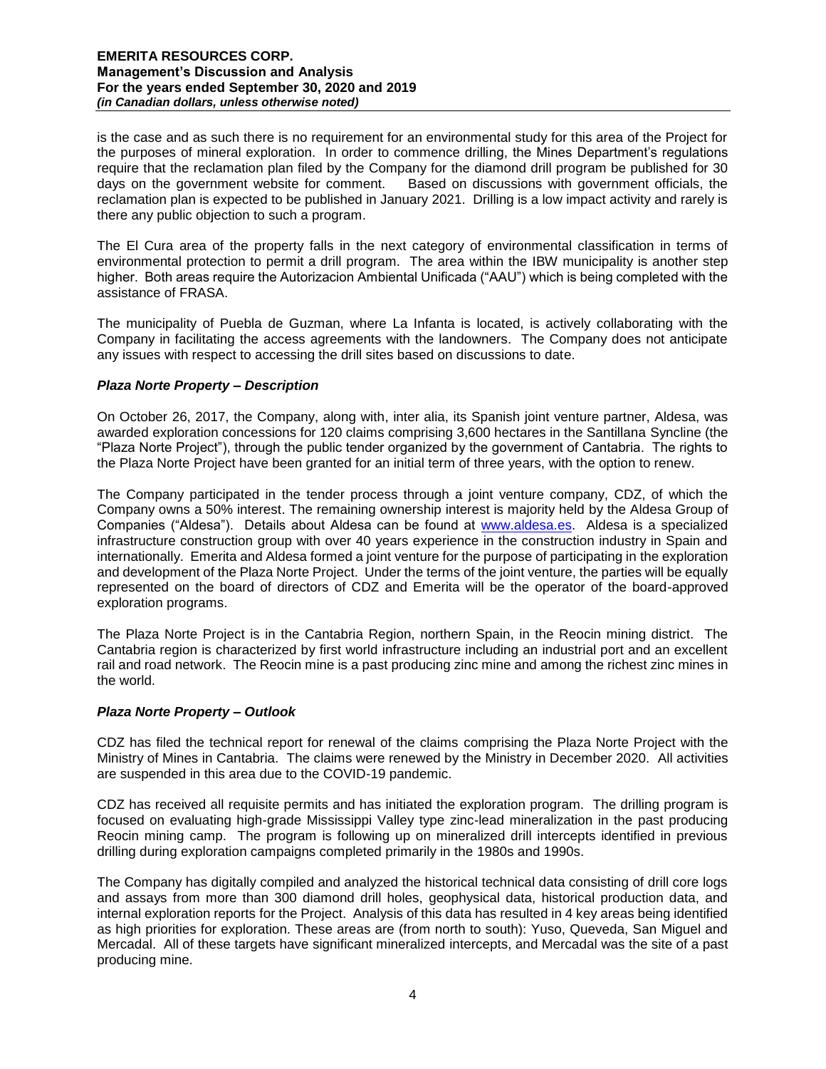is the case and as such there is no requirement for an environmental study for this area of the Project for the purposes of mineral exploration. In order to commence drilling, the Mines Department's regulations require that the reclamation plan filed by the Company for the diamond drill program be published for 30 days on the government website for comment. Based on discussions with government officials, the reclamation plan is expected to be published in January 2021. Drilling is a low impact activity and rarely is there any public objection to such a program.

The El Cura area of the property falls in the next category of environmental classification in terms of environmental protection to permit a drill program. The area within the IBW municipality is another step higher. Both areas require the Autorizacion Ambiental Unificada ("AAU") which is being completed with the assistance of FRASA.

The municipality of Puebla de Guzman, where La Infanta is located, is actively collaborating with the Company in facilitating the access agreements with the landowners. The Company does not anticipate any issues with respect to accessing the drill sites based on discussions to date.

### *Plaza Norte Property – Description*

On October 26, 2017, the Company, along with, inter alia, its Spanish joint venture partner, Aldesa, was awarded exploration concessions for 120 claims comprising 3,600 hectares in the Santillana Syncline (the "Plaza Norte Project"), through the public tender organized by the government of Cantabria. The rights to the Plaza Norte Project have been granted for an initial term of three years, with the option to renew.

The Company participated in the tender process through a joint venture company, CDZ, of which the Company owns a 50% interest. The remaining ownership interest is majority held by the Aldesa Group of Companies ("Aldesa"). Details about Aldesa can be found at www.aldesa.es. Aldesa is a specialized infrastructure construction group with over 40 years experience in the construction industry in Spain and internationally. Emerita and Aldesa formed a joint venture for the purpose of participating in the exploration and development of the Plaza Norte Project. Under the terms of the joint venture, the parties will be equally represented on the board of directors of CDZ and Emerita will be the operator of the board-approved exploration programs.

The Plaza Norte Project is in the Cantabria Region, northern Spain, in the Reocin mining district. The Cantabria region is characterized by first world infrastructure including an industrial port and an excellent rail and road network. The Reocin mine is a past producing zinc mine and among the richest zinc mines in the world.

### *Plaza Norte Property – Outlook*

CDZ has filed the technical report for renewal of the claims comprising the Plaza Norte Project with the Ministry of Mines in Cantabria. The claims were renewed by the Ministry in December 2020. All activities are suspended in this area due to the COVID-19 pandemic.

CDZ has received all requisite permits and has initiated the exploration program. The drilling program is focused on evaluating high-grade Mississippi Valley type zinc-lead mineralization in the past producing Reocin mining camp. The program is following up on mineralized drill intercepts identified in previous drilling during exploration campaigns completed primarily in the 1980s and 1990s.

The Company has digitally compiled and analyzed the historical technical data consisting of drill core logs and assays from more than 300 diamond drill holes, geophysical data, historical production data, and internal exploration reports for the Project. Analysis of this data has resulted in 4 key areas being identified as high priorities for exploration. These areas are (from north to south): Yuso, Queveda, San Miguel and Mercadal. All of these targets have significant mineralized intercepts, and Mercadal was the site of a past producing mine.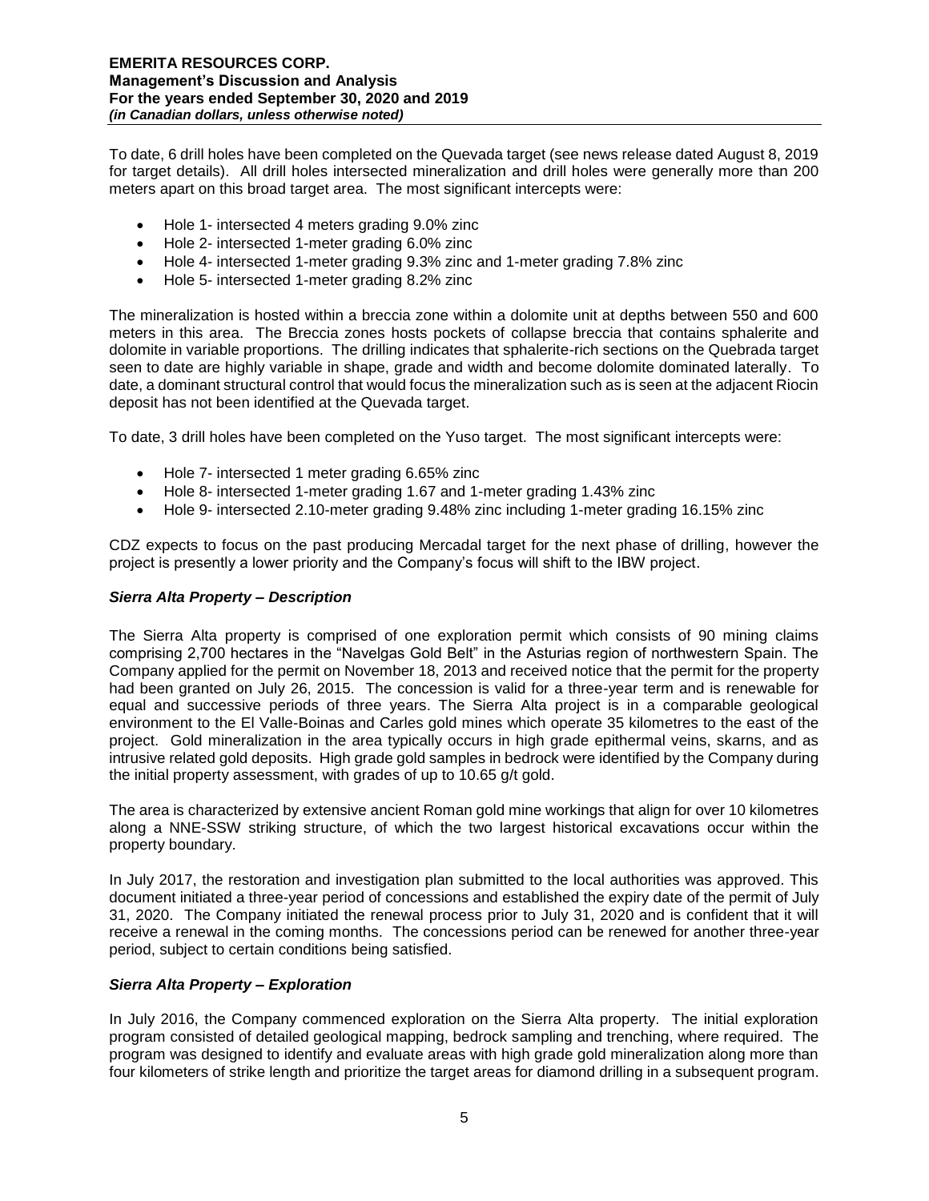To date, 6 drill holes have been completed on the Quevada target (see news release dated August 8, 2019 for target details). All drill holes intersected mineralization and drill holes were generally more than 200 meters apart on this broad target area. The most significant intercepts were:

- Hole 1- intersected 4 meters grading 9.0% zinc
- Hole 2- intersected 1-meter grading 6.0% zinc
- Hole 4- intersected 1-meter grading 9.3% zinc and 1-meter grading 7.8% zinc
- Hole 5- intersected 1-meter grading 8.2% zinc

The mineralization is hosted within a breccia zone within a dolomite unit at depths between 550 and 600 meters in this area. The Breccia zones hosts pockets of collapse breccia that contains sphalerite and dolomite in variable proportions. The drilling indicates that sphalerite-rich sections on the Quebrada target seen to date are highly variable in shape, grade and width and become dolomite dominated laterally. To date, a dominant structural control that would focus the mineralization such as is seen at the adjacent Riocin deposit has not been identified at the Quevada target.

To date, 3 drill holes have been completed on the Yuso target. The most significant intercepts were:

- Hole 7- intersected 1 meter grading 6.65% zinc
- Hole 8- intersected 1-meter grading 1.67 and 1-meter grading 1.43% zinc
- Hole 9- intersected 2.10-meter grading 9.48% zinc including 1-meter grading 16.15% zinc

CDZ expects to focus on the past producing Mercadal target for the next phase of drilling, however the project is presently a lower priority and the Company's focus will shift to the IBW project.

### *Sierra Alta Property – Description*

The Sierra Alta property is comprised of one exploration permit which consists of 90 mining claims comprising 2,700 hectares in the "Navelgas Gold Belt" in the Asturias region of northwestern Spain. The Company applied for the permit on November 18, 2013 and received notice that the permit for the property had been granted on July 26, 2015. The concession is valid for a three-year term and is renewable for equal and successive periods of three years. The Sierra Alta project is in a comparable geological environment to the El Valle-Boinas and Carles gold mines which operate 35 kilometres to the east of the project. Gold mineralization in the area typically occurs in high grade epithermal veins, skarns, and as intrusive related gold deposits. High grade gold samples in bedrock were identified by the Company during the initial property assessment, with grades of up to 10.65 g/t gold.

The area is characterized by extensive ancient Roman gold mine workings that align for over 10 kilometres along a NNE-SSW striking structure, of which the two largest historical excavations occur within the property boundary.

In July 2017, the restoration and investigation plan submitted to the local authorities was approved. This document initiated a three-year period of concessions and established the expiry date of the permit of July 31, 2020. The Company initiated the renewal process prior to July 31, 2020 and is confident that it will receive a renewal in the coming months. The concessions period can be renewed for another three-year period, subject to certain conditions being satisfied.

### *Sierra Alta Property – Exploration*

In July 2016, the Company commenced exploration on the Sierra Alta property. The initial exploration program consisted of detailed geological mapping, bedrock sampling and trenching, where required. The program was designed to identify and evaluate areas with high grade gold mineralization along more than four kilometers of strike length and prioritize the target areas for diamond drilling in a subsequent program.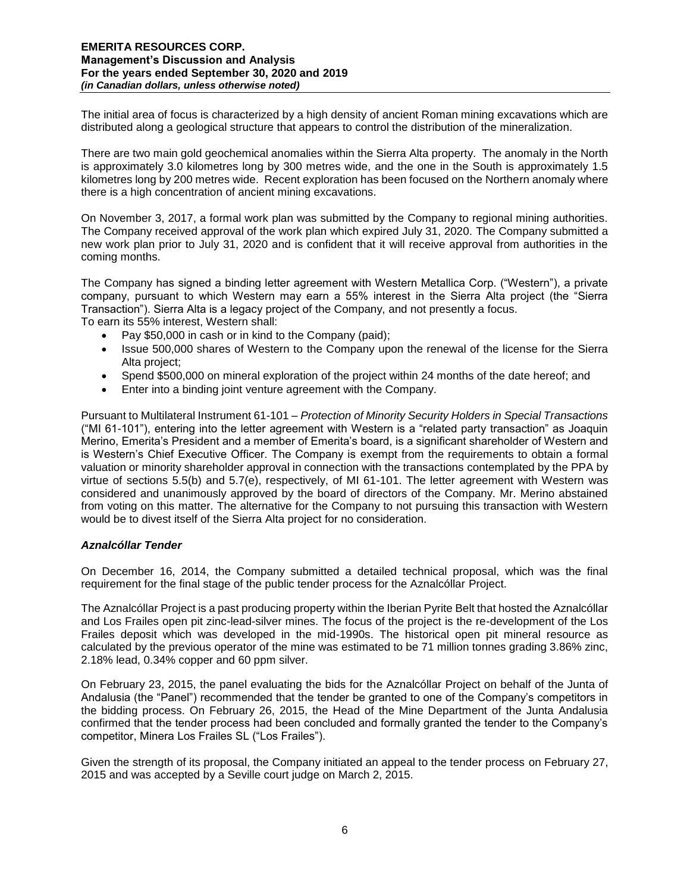The initial area of focus is characterized by a high density of ancient Roman mining excavations which are distributed along a geological structure that appears to control the distribution of the mineralization.

There are two main gold geochemical anomalies within the Sierra Alta property. The anomaly in the North is approximately 3.0 kilometres long by 300 metres wide, and the one in the South is approximately 1.5 kilometres long by 200 metres wide. Recent exploration has been focused on the Northern anomaly where there is a high concentration of ancient mining excavations.

On November 3, 2017, a formal work plan was submitted by the Company to regional mining authorities. The Company received approval of the work plan which expired July 31, 2020. The Company submitted a new work plan prior to July 31, 2020 and is confident that it will receive approval from authorities in the coming months.

The Company has signed a binding letter agreement with Western Metallica Corp. ("Western"), a private company, pursuant to which Western may earn a 55% interest in the Sierra Alta project (the "Sierra Transaction"). Sierra Alta is a legacy project of the Company, and not presently a focus.
To earn its 55% interest, Western shall:

- Pay $50,000 in cash or in kind to the Company (paid);
- Issue 500,000 shares of Western to the Company upon the renewal of the license for the Sierra Alta project;
- Spend $500,000 on mineral exploration of the project within 24 months of the date hereof; and
- Enter into a binding joint venture agreement with the Company.

Pursuant to Multilateral Instrument 61-101 – *Protection of Minority Security Holders in Special Transactions* ("MI 61-101"), entering into the letter agreement with Western is a "related party transaction" as Joaquin Merino, Emerita's President and a member of Emerita's board, is a significant shareholder of Western and is Western's Chief Executive Officer. The Company is exempt from the requirements to obtain a formal valuation or minority shareholder approval in connection with the transactions contemplated by the PPA by virtue of sections 5.5(b) and 5.7(e), respectively, of MI 61-101. The letter agreement with Western was considered and unanimously approved by the board of directors of the Company. Mr. Merino abstained from voting on this matter. The alternative for the Company to not pursuing this transaction with Western would be to divest itself of the Sierra Alta project for no consideration.

### *Aznalcóllar Tender*

On December 16, 2014, the Company submitted a detailed technical proposal, which was the final requirement for the final stage of the public tender process for the Aznalcóllar Project.

The Aznalcóllar Project is a past producing property within the Iberian Pyrite Belt that hosted the Aznalcóllar and Los Frailes open pit zinc-lead-silver mines. The focus of the project is the re-development of the Los Frailes deposit which was developed in the mid-1990s. The historical open pit mineral resource as calculated by the previous operator of the mine was estimated to be 71 million tonnes grading 3.86% zinc, 2.18% lead, 0.34% copper and 60 ppm silver.

On February 23, 2015, the panel evaluating the bids for the Aznalcóllar Project on behalf of the Junta of Andalusia (the "Panel") recommended that the tender be granted to one of the Company's competitors in the bidding process. On February 26, 2015, the Head of the Mine Department of the Junta Andalusia confirmed that the tender process had been concluded and formally granted the tender to the Company's competitor, Minera Los Frailes SL ("Los Frailes").

Given the strength of its proposal, the Company initiated an appeal to the tender process on February 27, 2015 and was accepted by a Seville court judge on March 2, 2015.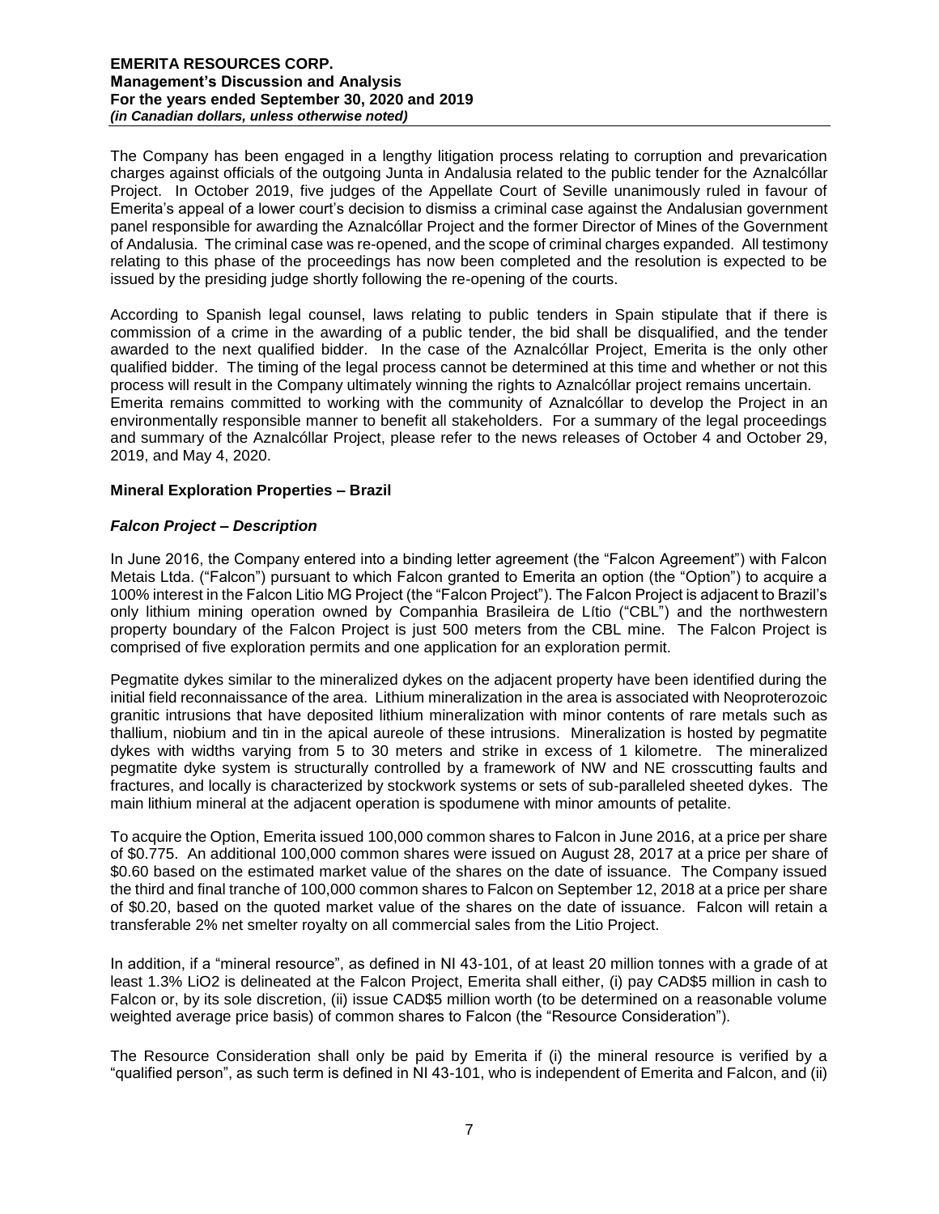The Company has been engaged in a lengthy litigation process relating to corruption and prevarication charges against officials of the outgoing Junta in Andalusia related to the public tender for the Aznalcóllar Project. In October 2019, five judges of the Appellate Court of Seville unanimously ruled in favour of Emerita's appeal of a lower court's decision to dismiss a criminal case against the Andalusian government panel responsible for awarding the Aznalcóllar Project and the former Director of Mines of the Government of Andalusia. The criminal case was re-opened, and the scope of criminal charges expanded. All testimony relating to this phase of the proceedings has now been completed and the resolution is expected to be issued by the presiding judge shortly following the re-opening of the courts.

According to Spanish legal counsel, laws relating to public tenders in Spain stipulate that if there is commission of a crime in the awarding of a public tender, the bid shall be disqualified, and the tender awarded to the next qualified bidder. In the case of the Aznalcóllar Project, Emerita is the only other qualified bidder. The timing of the legal process cannot be determined at this time and whether or not this process will result in the Company ultimately winning the rights to Aznalcóllar project remains uncertain.
Emerita remains committed to working with the community of Aznalcóllar to develop the Project in an environmentally responsible manner to benefit all stakeholders. For a summary of the legal proceedings and summary of the Aznalcóllar Project, please refer to the news releases of October 4 and October 29, 2019, and May 4, 2020.

## Mineral Exploration Properties – Brazil

### *Falcon Project – Description*

In June 2016, the Company entered into a binding letter agreement (the "Falcon Agreement") with Falcon Metais Ltda. ("Falcon") pursuant to which Falcon granted to Emerita an option (the "Option") to acquire a 100% interest in the Falcon Litio MG Project (the "Falcon Project"). The Falcon Project is adjacent to Brazil's only lithium mining operation owned by Companhia Brasileira de Lítio ("CBL") and the northwestern property boundary of the Falcon Project is just 500 meters from the CBL mine. The Falcon Project is comprised of five exploration permits and one application for an exploration permit.

Pegmatite dykes similar to the mineralized dykes on the adjacent property have been identified during the initial field reconnaissance of the area. Lithium mineralization in the area is associated with Neoproterozoic granitic intrusions that have deposited lithium mineralization with minor contents of rare metals such as thallium, niobium and tin in the apical aureole of these intrusions. Mineralization is hosted by pegmatite dykes with widths varying from 5 to 30 meters and strike in excess of 1 kilometre. The mineralized pegmatite dyke system is structurally controlled by a framework of NW and NE crosscutting faults and fractures, and locally is characterized by stockwork systems or sets of sub-paralleled sheeted dykes. The main lithium mineral at the adjacent operation is spodumene with minor amounts of petalite.

To acquire the Option, Emerita issued 100,000 common shares to Falcon in June 2016, at a price per share of $0.775. An additional 100,000 common shares were issued on August 28, 2017 at a price per share of $0.60 based on the estimated market value of the shares on the date of issuance. The Company issued the third and final tranche of 100,000 common shares to Falcon on September 12, 2018 at a price per share of $0.20, based on the quoted market value of the shares on the date of issuance. Falcon will retain a transferable 2% net smelter royalty on all commercial sales from the Litio Project.

In addition, if a "mineral resource", as defined in NI 43-101, of at least 20 million tonnes with a grade of at least 1.3% LiO2 is delineated at the Falcon Project, Emerita shall either, (i) pay CAD$5 million in cash to Falcon or, by its sole discretion, (ii) issue CAD$5 million worth (to be determined on a reasonable volume weighted average price basis) of common shares to Falcon (the "Resource Consideration").

The Resource Consideration shall only be paid by Emerita if (i) the mineral resource is verified by a "qualified person", as such term is defined in NI 43-101, who is independent of Emerita and Falcon, and (ii)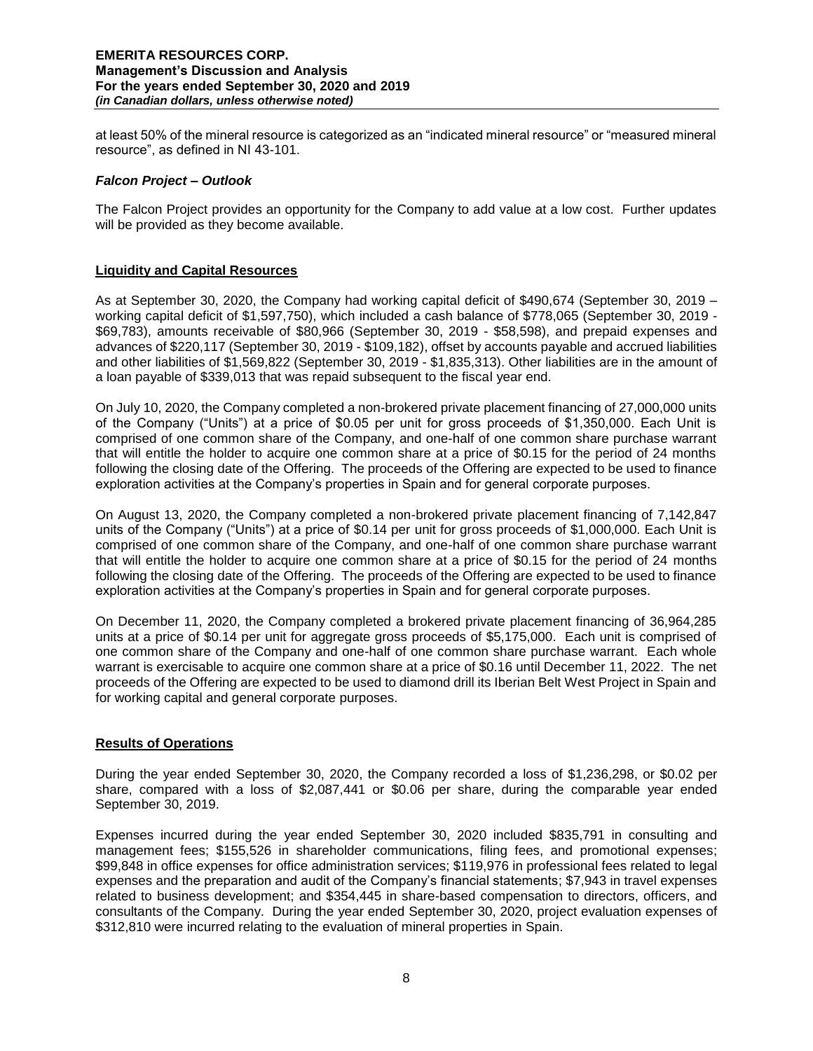at least 50% of the mineral resource is categorized as an "indicated mineral resource" or "measured mineral resource", as defined in NI 43-101.

### *Falcon Project – Outlook*

The Falcon Project provides an opportunity for the Company to add value at a low cost. Further updates will be provided as they become available.

## Liquidity and Capital Resources

As at September 30, 2020, the Company had working capital deficit of $490,674 (September 30, 2019 – working capital deficit of $1,597,750), which included a cash balance of $778,065 (September 30, 2019 - $69,783), amounts receivable of $80,966 (September 30, 2019 - $58,598), and prepaid expenses and advances of $220,117 (September 30, 2019 - $109,182), offset by accounts payable and accrued liabilities and other liabilities of $1,569,822 (September 30, 2019 - $1,835,313). Other liabilities are in the amount of a loan payable of $339,013 that was repaid subsequent to the fiscal year end.

On July 10, 2020, the Company completed a non-brokered private placement financing of 27,000,000 units of the Company ("Units") at a price of $0.05 per unit for gross proceeds of $1,350,000. Each Unit is comprised of one common share of the Company, and one-half of one common share purchase warrant that will entitle the holder to acquire one common share at a price of $0.15 for the period of 24 months following the closing date of the Offering. The proceeds of the Offering are expected to be used to finance exploration activities at the Company's properties in Spain and for general corporate purposes.

On August 13, 2020, the Company completed a non-brokered private placement financing of 7,142,847 units of the Company ("Units") at a price of $0.14 per unit for gross proceeds of $1,000,000. Each Unit is comprised of one common share of the Company, and one-half of one common share purchase warrant that will entitle the holder to acquire one common share at a price of $0.15 for the period of 24 months following the closing date of the Offering. The proceeds of the Offering are expected to be used to finance exploration activities at the Company's properties in Spain and for general corporate purposes.

On December 11, 2020, the Company completed a brokered private placement financing of 36,964,285 units at a price of $0.14 per unit for aggregate gross proceeds of $5,175,000. Each unit is comprised of one common share of the Company and one-half of one common share purchase warrant. Each whole warrant is exercisable to acquire one common share at a price of $0.16 until December 11, 2022. The net proceeds of the Offering are expected to be used to diamond drill its Iberian Belt West Project in Spain and for working capital and general corporate purposes.

## Results of Operations

During the year ended September 30, 2020, the Company recorded a loss of $1,236,298, or $0.02 per share, compared with a loss of $2,087,441 or $0.06 per share, during the comparable year ended September 30, 2019.

Expenses incurred during the year ended September 30, 2020 included $835,791 in consulting and management fees; $155,526 in shareholder communications, filing fees, and promotional expenses; $99,848 in office expenses for office administration services; $119,976 in professional fees related to legal expenses and the preparation and audit of the Company's financial statements; $7,943 in travel expenses related to business development; and $354,445 in share-based compensation to directors, officers, and consultants of the Company. During the year ended September 30, 2020, project evaluation expenses of $312,810 were incurred relating to the evaluation of mineral properties in Spain.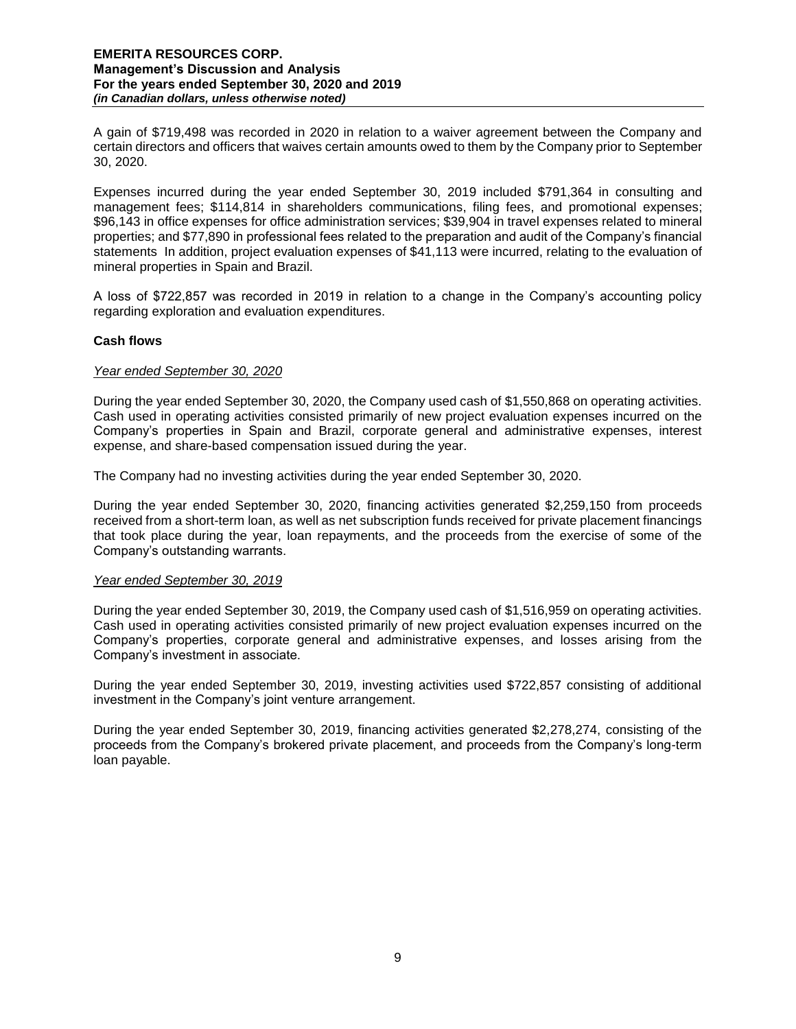A gain of $719,498 was recorded in 2020 in relation to a waiver agreement between the Company and certain directors and officers that waives certain amounts owed to them by the Company prior to September 30, 2020.

Expenses incurred during the year ended September 30, 2019 included $791,364 in consulting and management fees; $114,814 in shareholders communications, filing fees, and promotional expenses; $96,143 in office expenses for office administration services; $39,904 in travel expenses related to mineral properties; and $77,890 in professional fees related to the preparation and audit of the Company's financial statements In addition, project evaluation expenses of $41,113 were incurred, relating to the evaluation of mineral properties in Spain and Brazil.

A loss of $722,857 was recorded in 2019 in relation to a change in the Company's accounting policy regarding exploration and evaluation expenditures.

**Cash flows**

*Year ended September 30, 2020*

During the year ended September 30, 2020, the Company used cash of $1,550,868 on operating activities. Cash used in operating activities consisted primarily of new project evaluation expenses incurred on the Company's properties in Spain and Brazil, corporate general and administrative expenses, interest expense, and share-based compensation issued during the year.

The Company had no investing activities during the year ended September 30, 2020.

During the year ended September 30, 2020, financing activities generated $2,259,150 from proceeds received from a short-term loan, as well as net subscription funds received for private placement financings that took place during the year, loan repayments, and the proceeds from the exercise of some of the Company's outstanding warrants.

*Year ended September 30, 2019*

During the year ended September 30, 2019, the Company used cash of $1,516,959 on operating activities. Cash used in operating activities consisted primarily of new project evaluation expenses incurred on the Company's properties, corporate general and administrative expenses, and losses arising from the Company's investment in associate.

During the year ended September 30, 2019, investing activities used $722,857 consisting of additional investment in the Company's joint venture arrangement.

During the year ended September 30, 2019, financing activities generated $2,278,274, consisting of the proceeds from the Company's brokered private placement, and proceeds from the Company's long-term loan payable.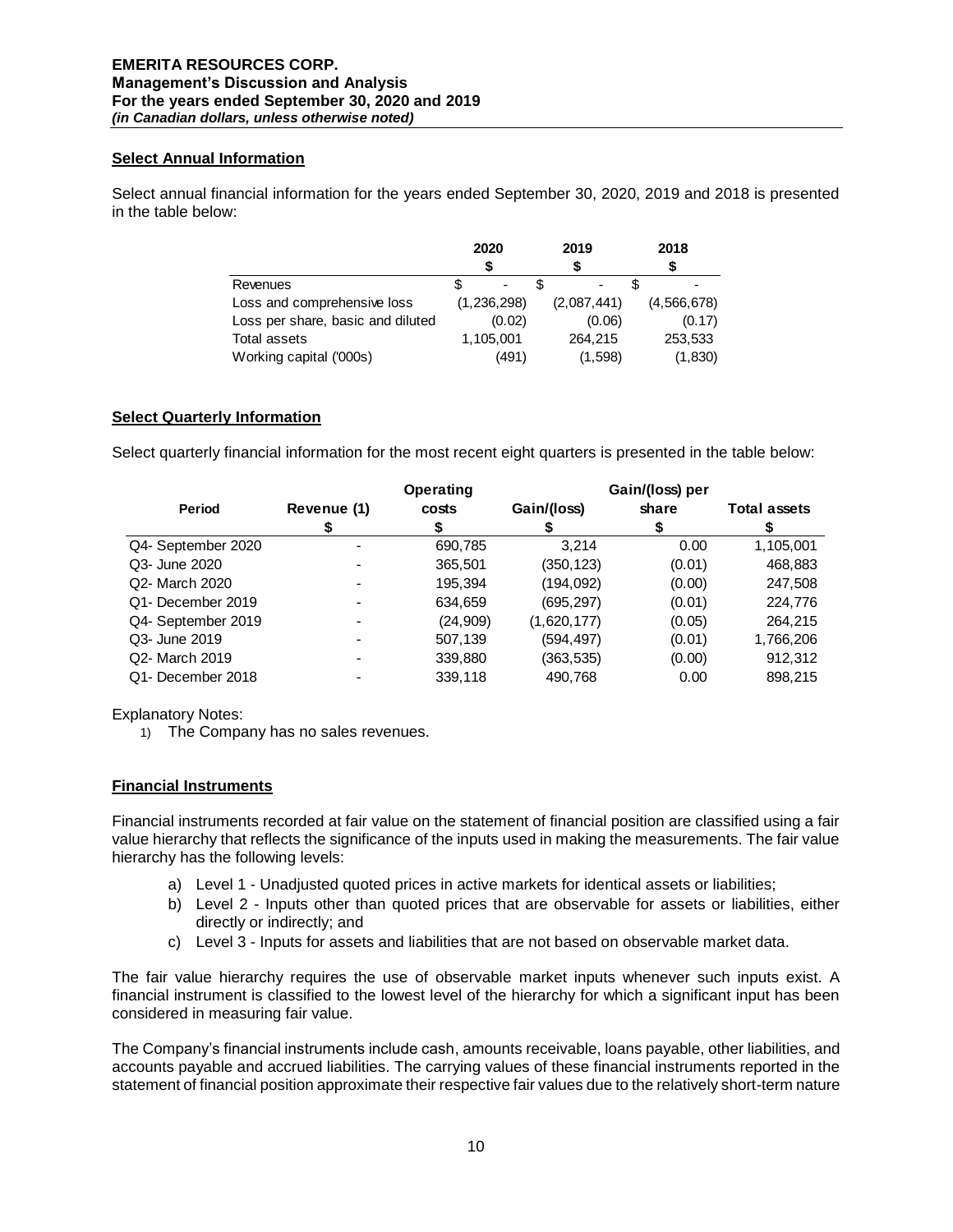## Select Annual Information

Select annual financial information for the years ended September 30, 2020, 2019 and 2018 is presented in the table below:

| | 2020 | 2019 | 2018 |
|---|---|---|---|
| | $ | $ | $ |
| Revenues | $ - | $ - | $ - |
| Loss and comprehensive loss | (1,236,298) | (2,087,441) | (4,566,678) |
| Loss per share, basic and diluted | (0.02) | (0.06) | (0.17) |
| Total assets | 1,105,001 | 264,215 | 253,533 |
| Working capital ('000s) | (491) | (1,598) | (1,830) |

## Select Quarterly Information

Select quarterly financial information for the most recent eight quarters is presented in the table below:

| Period | Revenue (1) | Operating costs | Gain/(loss) | Gain/(loss) per share | Total assets |
|---|---|---|---|---|---|
| | $ | $ | $ | $ | $ |
| Q4- September 2020 | - | 690,785 | 3,214 | 0.00 | 1,105,001 |
| Q3- June 2020 | - | 365,501 | (350,123) | (0.01) | 468,883 |
| Q2- March 2020 | - | 195,394 | (194,092) | (0.00) | 247,508 |
| Q1- December 2019 | - | 634,659 | (695,297) | (0.01) | 224,776 |
| Q4- September 2019 | - | (24,909) | (1,620,177) | (0.05) | 264,215 |
| Q3- June 2019 | - | 507,139 | (594,497) | (0.01) | 1,766,206 |
| Q2- March 2019 | - | 339,880 | (363,535) | (0.00) | 912,312 |
| Q1- December 2018 | - | 339,118 | 490,768 | 0.00 | 898,215 |

Explanatory Notes:

1) The Company has no sales revenues.

## Financial Instruments

Financial instruments recorded at fair value on the statement of financial position are classified using a fair value hierarchy that reflects the significance of the inputs used in making the measurements. The fair value hierarchy has the following levels:

a) Level 1 - Unadjusted quoted prices in active markets for identical assets or liabilities;
b) Level 2 - Inputs other than quoted prices that are observable for assets or liabilities, either directly or indirectly; and
c) Level 3 - Inputs for assets and liabilities that are not based on observable market data.

The fair value hierarchy requires the use of observable market inputs whenever such inputs exist. A financial instrument is classified to the lowest level of the hierarchy for which a significant input has been considered in measuring fair value.

The Company's financial instruments include cash, amounts receivable, loans payable, other liabilities, and accounts payable and accrued liabilities. The carrying values of these financial instruments reported in the statement of financial position approximate their respective fair values due to the relatively short-term nature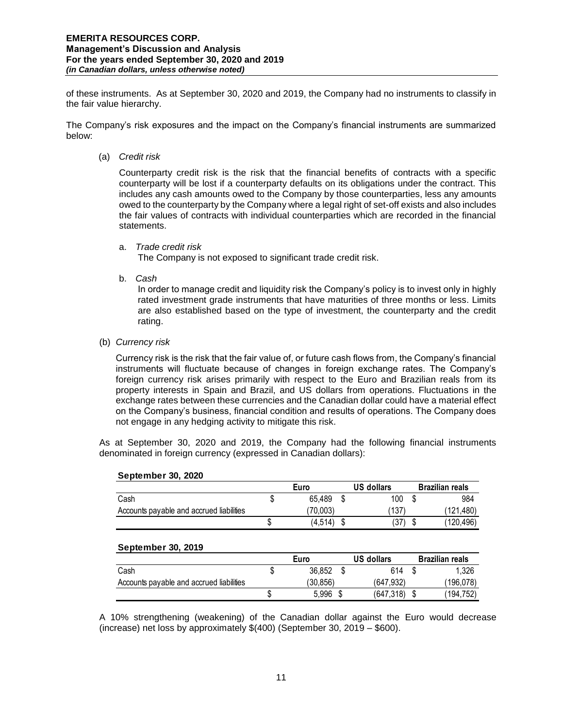of these instruments. As at September 30, 2020 and 2019, the Company had no instruments to classify in the fair value hierarchy.

The Company's risk exposures and the impact on the Company's financial instruments are summarized below:

(a) *Credit risk*

Counterparty credit risk is the risk that the financial benefits of contracts with a specific counterparty will be lost if a counterparty defaults on its obligations under the contract. This includes any cash amounts owed to the Company by those counterparties, less any amounts owed to the counterparty by the Company where a legal right of set-off exists and also includes the fair values of contracts with individual counterparties which are recorded in the financial statements.

a. *Trade credit risk*
The Company is not exposed to significant trade credit risk.

b. *Cash*
In order to manage credit and liquidity risk the Company's policy is to invest only in highly rated investment grade instruments that have maturities of three months or less. Limits are also established based on the type of investment, the counterparty and the credit rating.

(b) *Currency risk*

Currency risk is the risk that the fair value of, or future cash flows from, the Company's financial instruments will fluctuate because of changes in foreign exchange rates. The Company's foreign currency risk arises primarily with respect to the Euro and Brazilian reals from its property interests in Spain and Brazil, and US dollars from operations. Fluctuations in the exchange rates between these currencies and the Canadian dollar could have a material effect on the Company's business, financial condition and results of operations. The Company does not engage in any hedging activity to mitigate this risk.

As at September 30, 2020 and 2019, the Company had the following financial instruments denominated in foreign currency (expressed in Canadian dollars):

**September 30, 2020**

| | Euro | US dollars | Brazilian reals |
|---|---|---|---|
| Cash | $ 65,489 | $ 100 | $ 984 |
| Accounts payable and accrued liabilities | (70,003) | (137) | (121,480) |
| | $ (4,514) | $ (37) | $ (120,496) |

**September 30, 2019**

| | Euro | US dollars | Brazilian reals |
|---|---|---|---|
| Cash | $ 36,852 | $ 614 | $ 1,326 |
| Accounts payable and accrued liabilities | (30,856) | (647,932) | (196,078) |
| | $ 5,996 | $ (647,318) | $ (194,752) |

A 10% strengthening (weakening) of the Canadian dollar against the Euro would decrease (increase) net loss by approximately $(400) (September 30, 2019 – $600).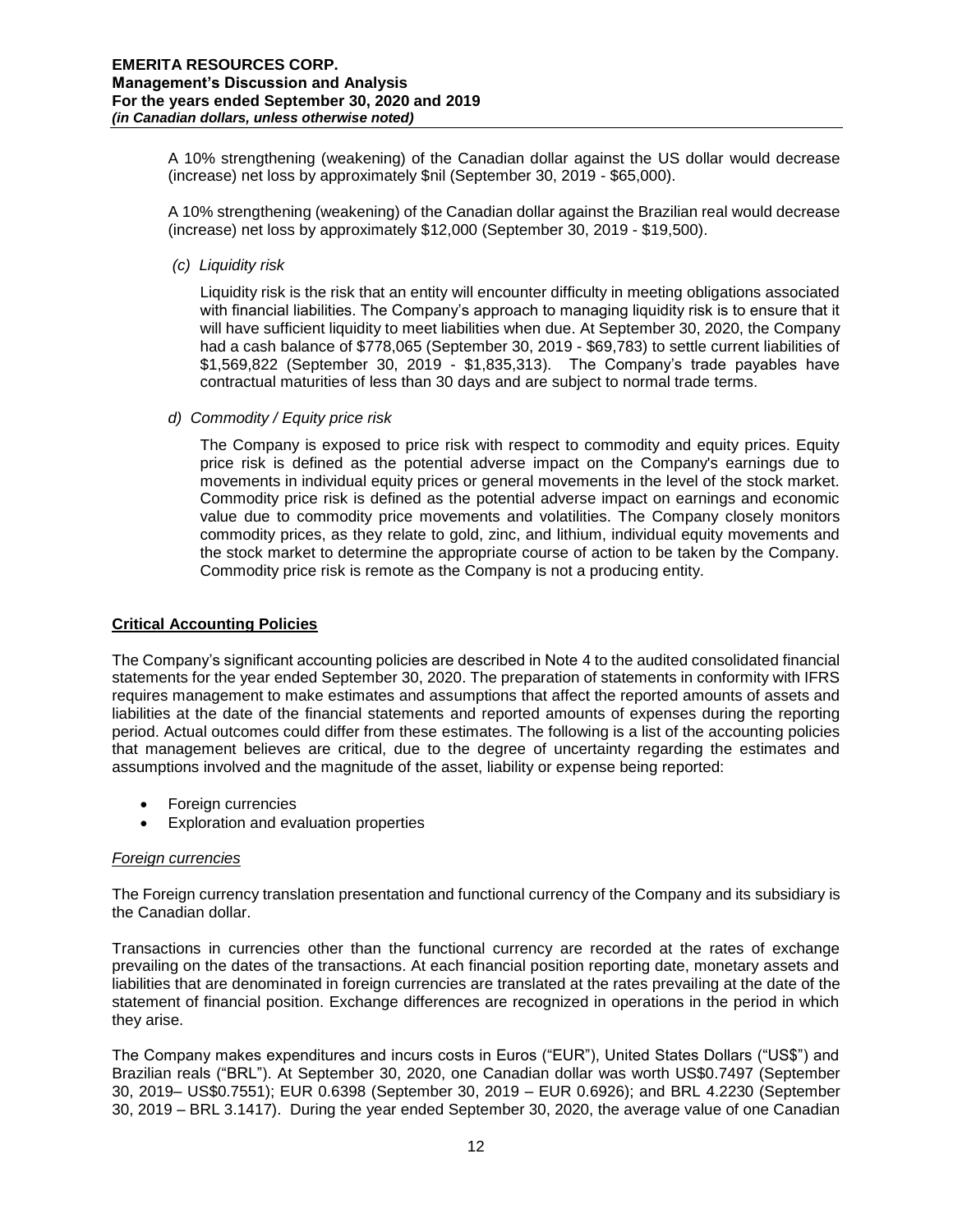A 10% strengthening (weakening) of the Canadian dollar against the US dollar would decrease (increase) net loss by approximately $nil (September 30, 2019 - $65,000).

A 10% strengthening (weakening) of the Canadian dollar against the Brazilian real would decrease (increase) net loss by approximately $12,000 (September 30, 2019 - $19,500).

*(c) Liquidity risk*

Liquidity risk is the risk that an entity will encounter difficulty in meeting obligations associated with financial liabilities. The Company's approach to managing liquidity risk is to ensure that it will have sufficient liquidity to meet liabilities when due. At September 30, 2020, the Company had a cash balance of $778,065 (September 30, 2019 - $69,783) to settle current liabilities of $1,569,822 (September 30, 2019 - $1,835,313). The Company's trade payables have contractual maturities of less than 30 days and are subject to normal trade terms.

*d) Commodity / Equity price risk*

The Company is exposed to price risk with respect to commodity and equity prices. Equity price risk is defined as the potential adverse impact on the Company's earnings due to movements in individual equity prices or general movements in the level of the stock market. Commodity price risk is defined as the potential adverse impact on earnings and economic value due to commodity price movements and volatilities. The Company closely monitors commodity prices, as they relate to gold, zinc, and lithium, individual equity movements and the stock market to determine the appropriate course of action to be taken by the Company. Commodity price risk is remote as the Company is not a producing entity.

## Critical Accounting Policies

The Company's significant accounting policies are described in Note 4 to the audited consolidated financial statements for the year ended September 30, 2020. The preparation of statements in conformity with IFRS requires management to make estimates and assumptions that affect the reported amounts of assets and liabilities at the date of the financial statements and reported amounts of expenses during the reporting period. Actual outcomes could differ from these estimates. The following is a list of the accounting policies that management believes are critical, due to the degree of uncertainty regarding the estimates and assumptions involved and the magnitude of the asset, liability or expense being reported:

- Foreign currencies
- Exploration and evaluation properties

### *Foreign currencies*

The Foreign currency translation presentation and functional currency of the Company and its subsidiary is the Canadian dollar.

Transactions in currencies other than the functional currency are recorded at the rates of exchange prevailing on the dates of the transactions. At each financial position reporting date, monetary assets and liabilities that are denominated in foreign currencies are translated at the rates prevailing at the date of the statement of financial position. Exchange differences are recognized in operations in the period in which they arise.

The Company makes expenditures and incurs costs in Euros ("EUR"), United States Dollars ("US$") and Brazilian reals ("BRL"). At September 30, 2020, one Canadian dollar was worth US$0.7497 (September 30, 2019– US$0.7551); EUR 0.6398 (September 30, 2019 – EUR 0.6926); and BRL 4.2230 (September 30, 2019 – BRL 3.1417). During the year ended September 30, 2020, the average value of one Canadian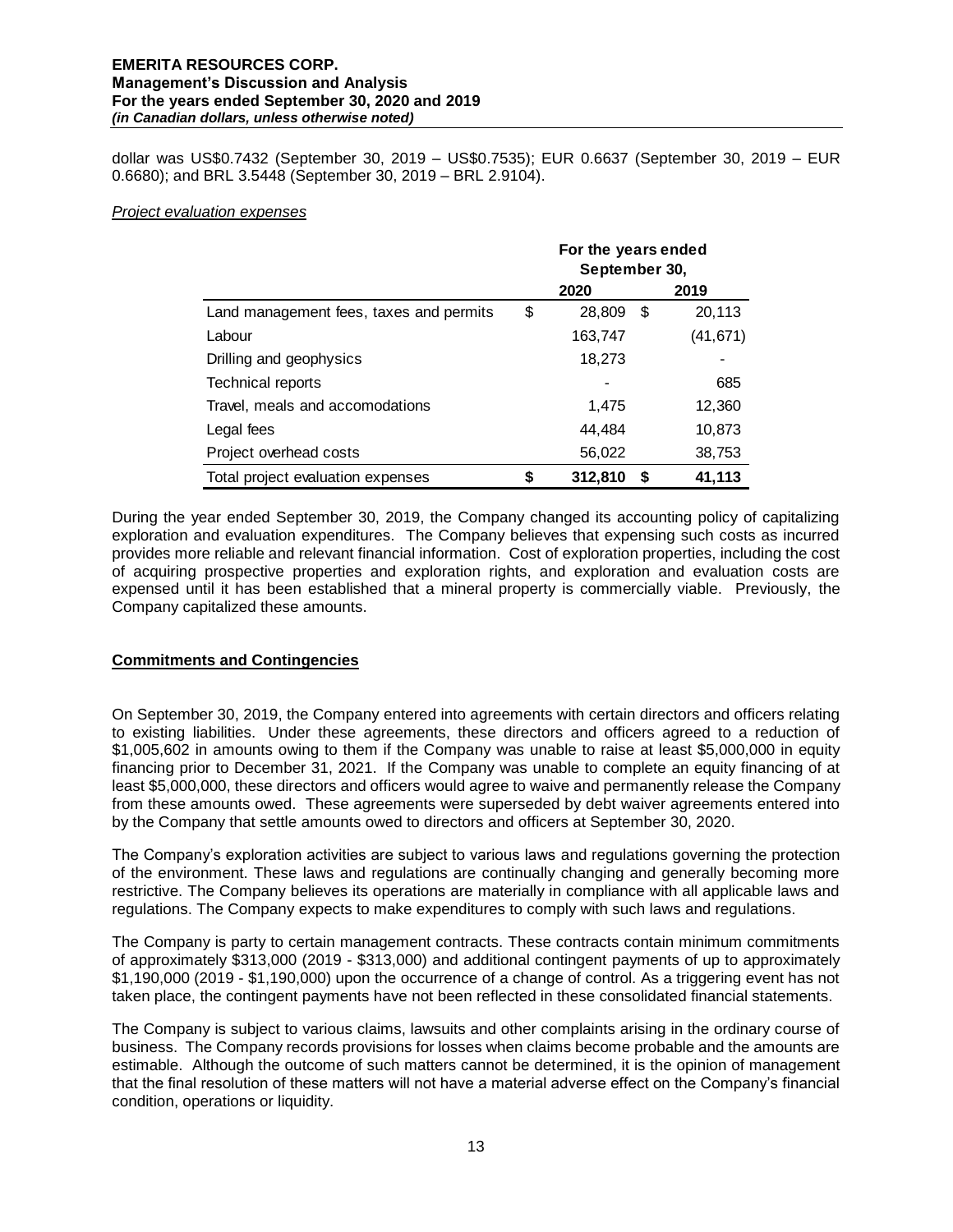dollar was US$0.7432 (September 30, 2019 – US$0.7535); EUR 0.6637 (September 30, 2019 – EUR 0.6680); and BRL 3.5448 (September 30, 2019 – BRL 2.9104).

*Project evaluation expenses*

| | For the years ended September 30, | |
|---|---|---|
| | 2020 | 2019 |
| Land management fees, taxes and permits | $ 28,809 | $ 20,113 |
| Labour | 163,747 | (41,671) |
| Drilling and geophysics | 18,273 | - |
| Technical reports | - | 685 |
| Travel, meals and accomodations | 1,475 | 12,360 |
| Legal fees | 44,484 | 10,873 |
| Project overhead costs | 56,022 | 38,753 |
| **Total project evaluation expenses** | **$ 312,810** | **$ 41,113** |

During the year ended September 30, 2019, the Company changed its accounting policy of capitalizing exploration and evaluation expenditures. The Company believes that expensing such costs as incurred provides more reliable and relevant financial information. Cost of exploration properties, including the cost of acquiring prospective properties and exploration rights, and exploration and evaluation costs are expensed until it has been established that a mineral property is commercially viable. Previously, the Company capitalized these amounts.

## Commitments and Contingencies

On September 30, 2019, the Company entered into agreements with certain directors and officers relating to existing liabilities. Under these agreements, these directors and officers agreed to a reduction of $1,005,602 in amounts owing to them if the Company was unable to raise at least $5,000,000 in equity financing prior to December 31, 2021. If the Company was unable to complete an equity financing of at least $5,000,000, these directors and officers would agree to waive and permanently release the Company from these amounts owed. These agreements were superseded by debt waiver agreements entered into by the Company that settle amounts owed to directors and officers at September 30, 2020.

The Company's exploration activities are subject to various laws and regulations governing the protection of the environment. These laws and regulations are continually changing and generally becoming more restrictive. The Company believes its operations are materially in compliance with all applicable laws and regulations. The Company expects to make expenditures to comply with such laws and regulations.

The Company is party to certain management contracts. These contracts contain minimum commitments of approximately $313,000 (2019 - $313,000) and additional contingent payments of up to approximately $1,190,000 (2019 - $1,190,000) upon the occurrence of a change of control. As a triggering event has not taken place, the contingent payments have not been reflected in these consolidated financial statements.

The Company is subject to various claims, lawsuits and other complaints arising in the ordinary course of business. The Company records provisions for losses when claims become probable and the amounts are estimable. Although the outcome of such matters cannot be determined, it is the opinion of management that the final resolution of these matters will not have a material adverse effect on the Company's financial condition, operations or liquidity.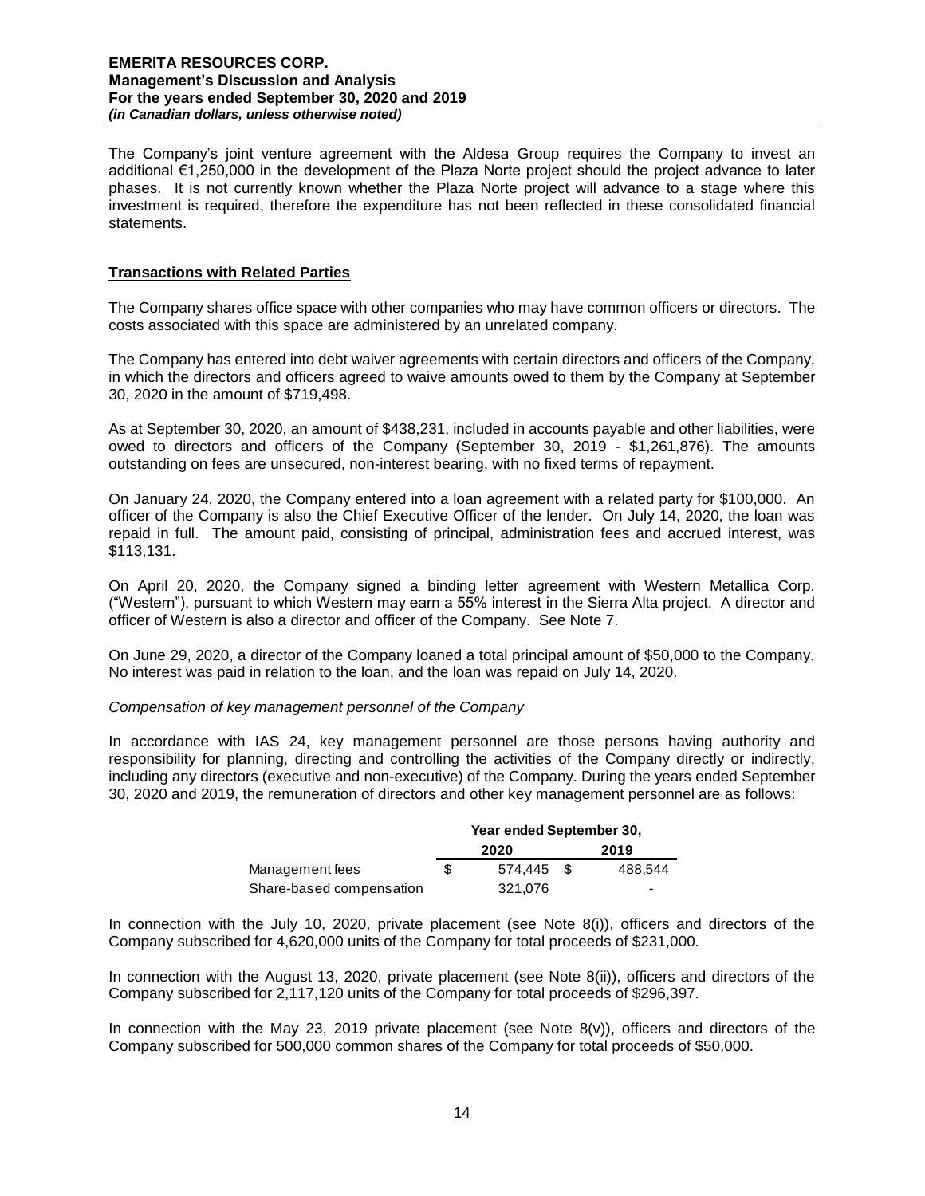The Company's joint venture agreement with the Aldesa Group requires the Company to invest an additional €1,250,000 in the development of the Plaza Norte project should the project advance to later phases. It is not currently known whether the Plaza Norte project will advance to a stage where this investment is required, therefore the expenditure has not been reflected in these consolidated financial statements.

## Transactions with Related Parties

The Company shares office space with other companies who may have common officers or directors. The costs associated with this space are administered by an unrelated company.

The Company has entered into debt waiver agreements with certain directors and officers of the Company, in which the directors and officers agreed to waive amounts owed to them by the Company at September 30, 2020 in the amount of $719,498.

As at September 30, 2020, an amount of $438,231, included in accounts payable and other liabilities, were owed to directors and officers of the Company (September 30, 2019 - $1,261,876). The amounts outstanding on fees are unsecured, non-interest bearing, with no fixed terms of repayment.

On January 24, 2020, the Company entered into a loan agreement with a related party for $100,000. An officer of the Company is also the Chief Executive Officer of the lender. On July 14, 2020, the loan was repaid in full. The amount paid, consisting of principal, administration fees and accrued interest, was $113,131.

On April 20, 2020, the Company signed a binding letter agreement with Western Metallica Corp. ("Western"), pursuant to which Western may earn a 55% interest in the Sierra Alta project. A director and officer of Western is also a director and officer of the Company. See Note 7.

On June 29, 2020, a director of the Company loaned a total principal amount of $50,000 to the Company. No interest was paid in relation to the loan, and the loan was repaid on July 14, 2020.

*Compensation of key management personnel of the Company*

In accordance with IAS 24, key management personnel are those persons having authority and responsibility for planning, directing and controlling the activities of the Company directly or indirectly, including any directors (executive and non-executive) of the Company. During the years ended September 30, 2020 and 2019, the remuneration of directors and other key management personnel are as follows:

| | Year ended September 30, | |
|---|---|---|
| | **2020** | **2019** |
| Management fees | $ 574,445 | $ 488,544 |
| Share-based compensation | 321,076 | - |

In connection with the July 10, 2020, private placement (see Note 8(i)), officers and directors of the Company subscribed for 4,620,000 units of the Company for total proceeds of $231,000.

In connection with the August 13, 2020, private placement (see Note 8(ii)), officers and directors of the Company subscribed for 2,117,120 units of the Company for total proceeds of $296,397.

In connection with the May 23, 2019 private placement (see Note 8(v)), officers and directors of the Company subscribed for 500,000 common shares of the Company for total proceeds of $50,000.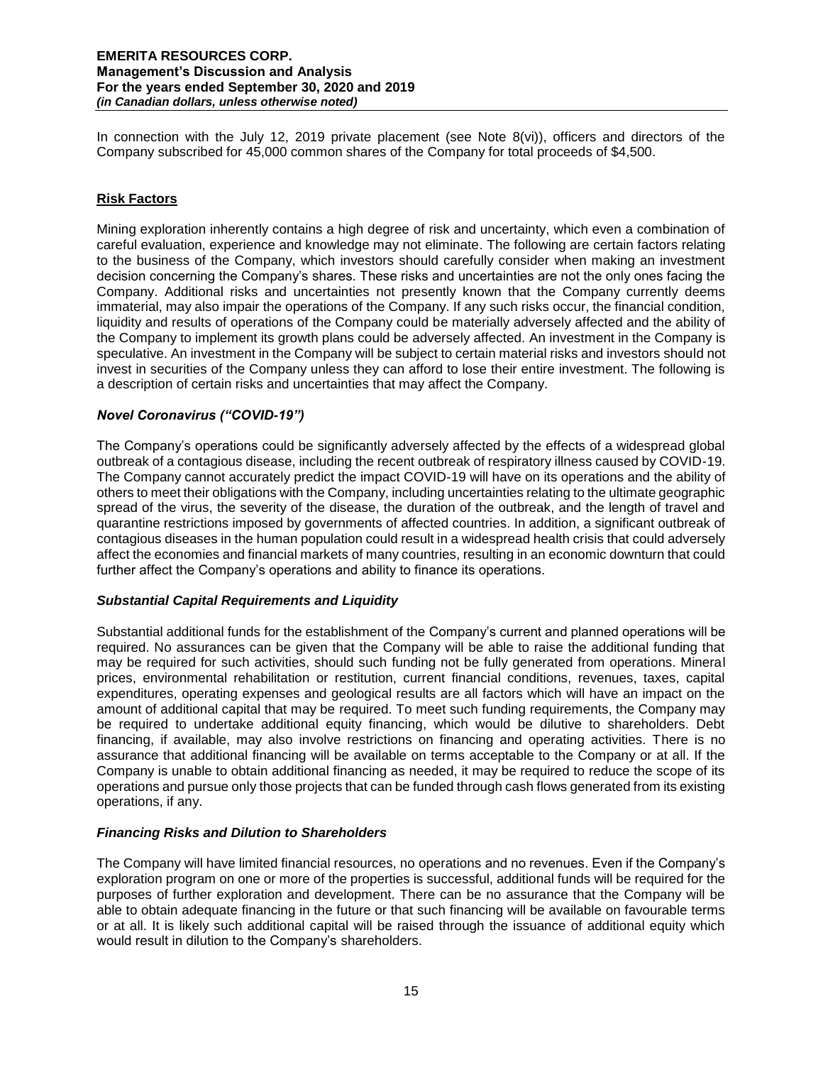In connection with the July 12, 2019 private placement (see Note 8(vi)), officers and directors of the Company subscribed for 45,000 common shares of the Company for total proceeds of $4,500.

## Risk Factors

Mining exploration inherently contains a high degree of risk and uncertainty, which even a combination of careful evaluation, experience and knowledge may not eliminate. The following are certain factors relating to the business of the Company, which investors should carefully consider when making an investment decision concerning the Company's shares. These risks and uncertainties are not the only ones facing the Company. Additional risks and uncertainties not presently known that the Company currently deems immaterial, may also impair the operations of the Company. If any such risks occur, the financial condition, liquidity and results of operations of the Company could be materially adversely affected and the ability of the Company to implement its growth plans could be adversely affected. An investment in the Company is speculative. An investment in the Company will be subject to certain material risks and investors should not invest in securities of the Company unless they can afford to lose their entire investment. The following is a description of certain risks and uncertainties that may affect the Company.

### *Novel Coronavirus ("COVID-19")*

The Company's operations could be significantly adversely affected by the effects of a widespread global outbreak of a contagious disease, including the recent outbreak of respiratory illness caused by COVID-19. The Company cannot accurately predict the impact COVID-19 will have on its operations and the ability of others to meet their obligations with the Company, including uncertainties relating to the ultimate geographic spread of the virus, the severity of the disease, the duration of the outbreak, and the length of travel and quarantine restrictions imposed by governments of affected countries. In addition, a significant outbreak of contagious diseases in the human population could result in a widespread health crisis that could adversely affect the economies and financial markets of many countries, resulting in an economic downturn that could further affect the Company's operations and ability to finance its operations.

### *Substantial Capital Requirements and Liquidity*

Substantial additional funds for the establishment of the Company's current and planned operations will be required. No assurances can be given that the Company will be able to raise the additional funding that may be required for such activities, should such funding not be fully generated from operations. Mineral prices, environmental rehabilitation or restitution, current financial conditions, revenues, taxes, capital expenditures, operating expenses and geological results are all factors which will have an impact on the amount of additional capital that may be required. To meet such funding requirements, the Company may be required to undertake additional equity financing, which would be dilutive to shareholders. Debt financing, if available, may also involve restrictions on financing and operating activities. There is no assurance that additional financing will be available on terms acceptable to the Company or at all. If the Company is unable to obtain additional financing as needed, it may be required to reduce the scope of its operations and pursue only those projects that can be funded through cash flows generated from its existing operations, if any.

### *Financing Risks and Dilution to Shareholders*

The Company will have limited financial resources, no operations and no revenues. Even if the Company's exploration program on one or more of the properties is successful, additional funds will be required for the purposes of further exploration and development. There can be no assurance that the Company will be able to obtain adequate financing in the future or that such financing will be available on favourable terms or at all. It is likely such additional capital will be raised through the issuance of additional equity which would result in dilution to the Company's shareholders.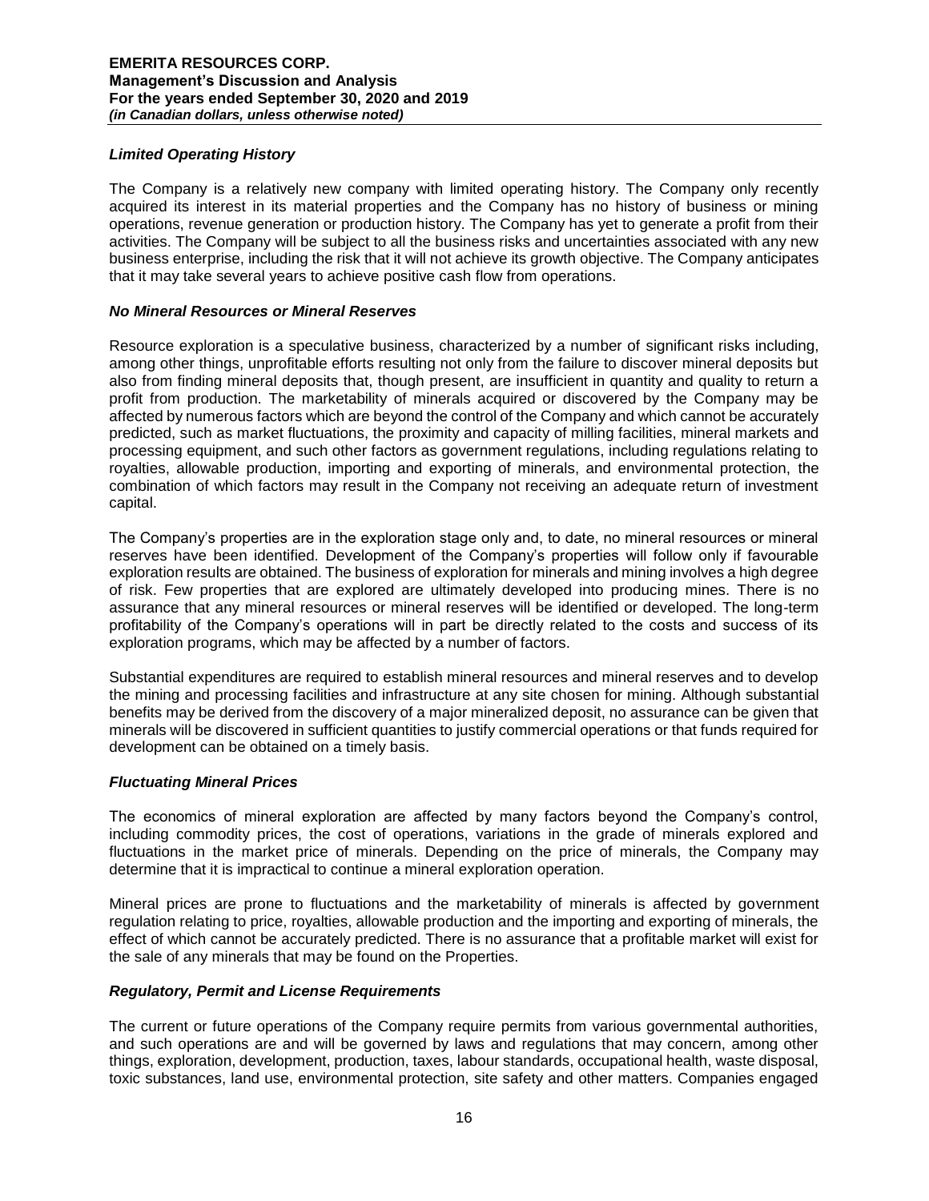### *Limited Operating History*

The Company is a relatively new company with limited operating history. The Company only recently acquired its interest in its material properties and the Company has no history of business or mining operations, revenue generation or production history. The Company has yet to generate a profit from their activities. The Company will be subject to all the business risks and uncertainties associated with any new business enterprise, including the risk that it will not achieve its growth objective. The Company anticipates that it may take several years to achieve positive cash flow from operations.

### *No Mineral Resources or Mineral Reserves*

Resource exploration is a speculative business, characterized by a number of significant risks including, among other things, unprofitable efforts resulting not only from the failure to discover mineral deposits but also from finding mineral deposits that, though present, are insufficient in quantity and quality to return a profit from production. The marketability of minerals acquired or discovered by the Company may be affected by numerous factors which are beyond the control of the Company and which cannot be accurately predicted, such as market fluctuations, the proximity and capacity of milling facilities, mineral markets and processing equipment, and such other factors as government regulations, including regulations relating to royalties, allowable production, importing and exporting of minerals, and environmental protection, the combination of which factors may result in the Company not receiving an adequate return of investment capital.

The Company's properties are in the exploration stage only and, to date, no mineral resources or mineral reserves have been identified. Development of the Company's properties will follow only if favourable exploration results are obtained. The business of exploration for minerals and mining involves a high degree of risk. Few properties that are explored are ultimately developed into producing mines. There is no assurance that any mineral resources or mineral reserves will be identified or developed. The long-term profitability of the Company's operations will in part be directly related to the costs and success of its exploration programs, which may be affected by a number of factors.

Substantial expenditures are required to establish mineral resources and mineral reserves and to develop the mining and processing facilities and infrastructure at any site chosen for mining. Although substantial benefits may be derived from the discovery of a major mineralized deposit, no assurance can be given that minerals will be discovered in sufficient quantities to justify commercial operations or that funds required for development can be obtained on a timely basis.

### *Fluctuating Mineral Prices*

The economics of mineral exploration are affected by many factors beyond the Company's control, including commodity prices, the cost of operations, variations in the grade of minerals explored and fluctuations in the market price of minerals. Depending on the price of minerals, the Company may determine that it is impractical to continue a mineral exploration operation.

Mineral prices are prone to fluctuations and the marketability of minerals is affected by government regulation relating to price, royalties, allowable production and the importing and exporting of minerals, the effect of which cannot be accurately predicted. There is no assurance that a profitable market will exist for the sale of any minerals that may be found on the Properties.

### *Regulatory, Permit and License Requirements*

The current or future operations of the Company require permits from various governmental authorities, and such operations are and will be governed by laws and regulations that may concern, among other things, exploration, development, production, taxes, labour standards, occupational health, waste disposal, toxic substances, land use, environmental protection, site safety and other matters. Companies engaged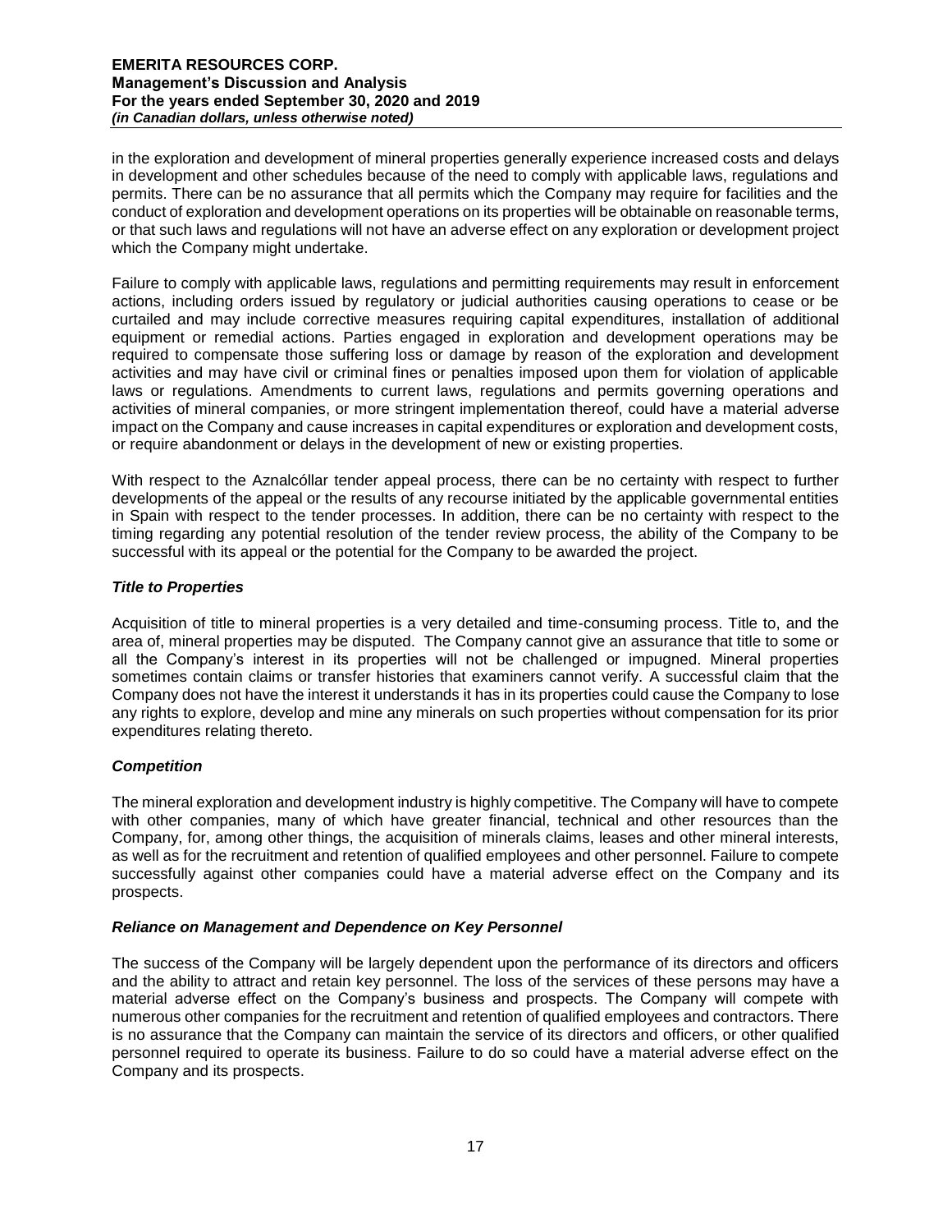in the exploration and development of mineral properties generally experience increased costs and delays in development and other schedules because of the need to comply with applicable laws, regulations and permits. There can be no assurance that all permits which the Company may require for facilities and the conduct of exploration and development operations on its properties will be obtainable on reasonable terms, or that such laws and regulations will not have an adverse effect on any exploration or development project which the Company might undertake.

Failure to comply with applicable laws, regulations and permitting requirements may result in enforcement actions, including orders issued by regulatory or judicial authorities causing operations to cease or be curtailed and may include corrective measures requiring capital expenditures, installation of additional equipment or remedial actions. Parties engaged in exploration and development operations may be required to compensate those suffering loss or damage by reason of the exploration and development activities and may have civil or criminal fines or penalties imposed upon them for violation of applicable laws or regulations. Amendments to current laws, regulations and permits governing operations and activities of mineral companies, or more stringent implementation thereof, could have a material adverse impact on the Company and cause increases in capital expenditures or exploration and development costs, or require abandonment or delays in the development of new or existing properties.

With respect to the Aznalcóllar tender appeal process, there can be no certainty with respect to further developments of the appeal or the results of any recourse initiated by the applicable governmental entities in Spain with respect to the tender processes. In addition, there can be no certainty with respect to the timing regarding any potential resolution of the tender review process, the ability of the Company to be successful with its appeal or the potential for the Company to be awarded the project.

### *Title to Properties*

Acquisition of title to mineral properties is a very detailed and time-consuming process. Title to, and the area of, mineral properties may be disputed. The Company cannot give an assurance that title to some or all the Company's interest in its properties will not be challenged or impugned. Mineral properties sometimes contain claims or transfer histories that examiners cannot verify. A successful claim that the Company does not have the interest it understands it has in its properties could cause the Company to lose any rights to explore, develop and mine any minerals on such properties without compensation for its prior expenditures relating thereto.

### *Competition*

The mineral exploration and development industry is highly competitive. The Company will have to compete with other companies, many of which have greater financial, technical and other resources than the Company, for, among other things, the acquisition of minerals claims, leases and other mineral interests, as well as for the recruitment and retention of qualified employees and other personnel. Failure to compete successfully against other companies could have a material adverse effect on the Company and its prospects.

### *Reliance on Management and Dependence on Key Personnel*

The success of the Company will be largely dependent upon the performance of its directors and officers and the ability to attract and retain key personnel. The loss of the services of these persons may have a material adverse effect on the Company's business and prospects. The Company will compete with numerous other companies for the recruitment and retention of qualified employees and contractors. There is no assurance that the Company can maintain the service of its directors and officers, or other qualified personnel required to operate its business. Failure to do so could have a material adverse effect on the Company and its prospects.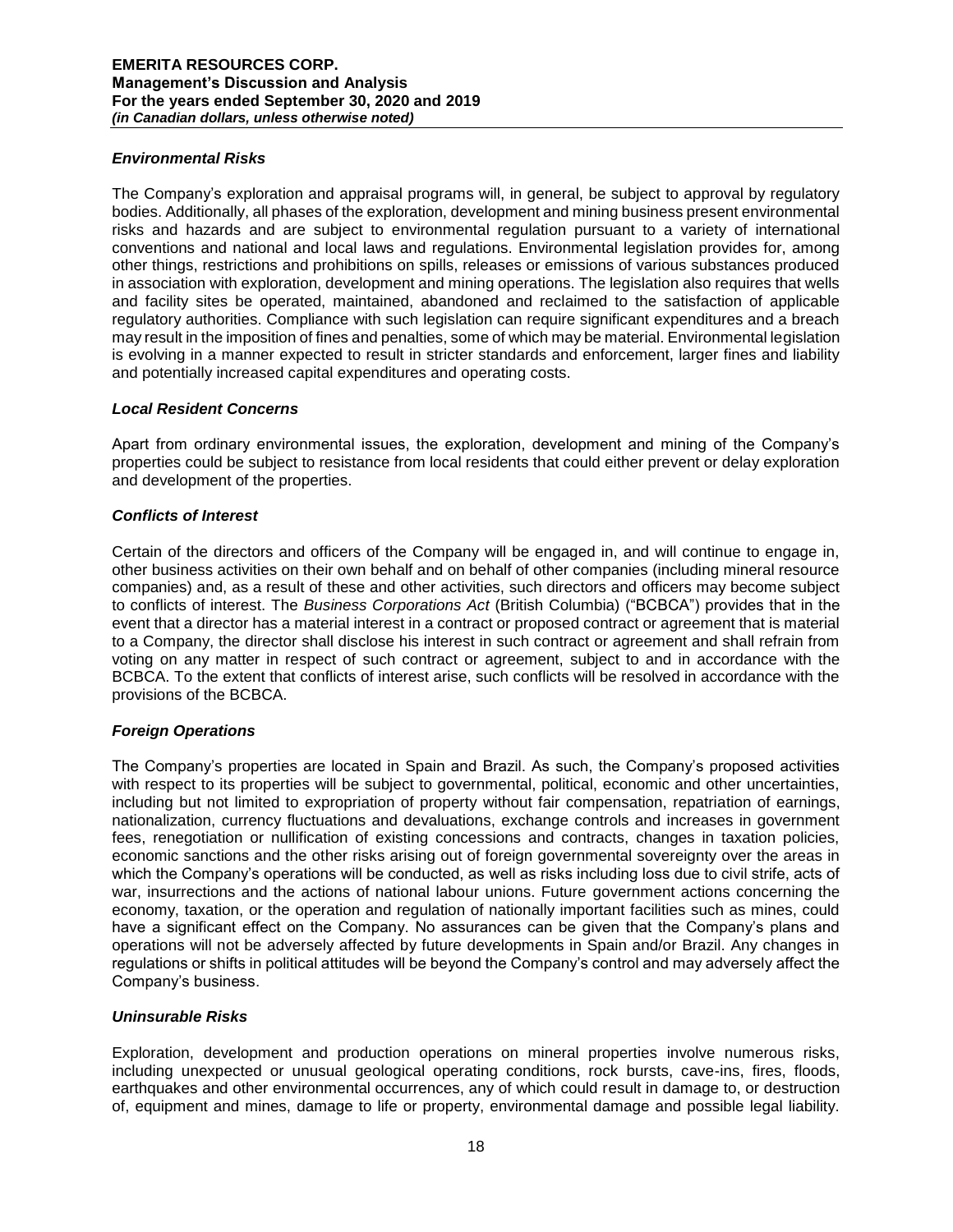### *Environmental Risks*

The Company's exploration and appraisal programs will, in general, be subject to approval by regulatory bodies. Additionally, all phases of the exploration, development and mining business present environmental risks and hazards and are subject to environmental regulation pursuant to a variety of international conventions and national and local laws and regulations. Environmental legislation provides for, among other things, restrictions and prohibitions on spills, releases or emissions of various substances produced in association with exploration, development and mining operations. The legislation also requires that wells and facility sites be operated, maintained, abandoned and reclaimed to the satisfaction of applicable regulatory authorities. Compliance with such legislation can require significant expenditures and a breach may result in the imposition of fines and penalties, some of which may be material. Environmental legislation is evolving in a manner expected to result in stricter standards and enforcement, larger fines and liability and potentially increased capital expenditures and operating costs.

### *Local Resident Concerns*

Apart from ordinary environmental issues, the exploration, development and mining of the Company's properties could be subject to resistance from local residents that could either prevent or delay exploration and development of the properties.

### *Conflicts of Interest*

Certain of the directors and officers of the Company will be engaged in, and will continue to engage in, other business activities on their own behalf and on behalf of other companies (including mineral resource companies) and, as a result of these and other activities, such directors and officers may become subject to conflicts of interest. The *Business Corporations Act* (British Columbia) ("BCBCA") provides that in the event that a director has a material interest in a contract or proposed contract or agreement that is material to a Company, the director shall disclose his interest in such contract or agreement and shall refrain from voting on any matter in respect of such contract or agreement, subject to and in accordance with the BCBCA. To the extent that conflicts of interest arise, such conflicts will be resolved in accordance with the provisions of the BCBCA.

### *Foreign Operations*

The Company's properties are located in Spain and Brazil. As such, the Company's proposed activities with respect to its properties will be subject to governmental, political, economic and other uncertainties, including but not limited to expropriation of property without fair compensation, repatriation of earnings, nationalization, currency fluctuations and devaluations, exchange controls and increases in government fees, renegotiation or nullification of existing concessions and contracts, changes in taxation policies, economic sanctions and the other risks arising out of foreign governmental sovereignty over the areas in which the Company's operations will be conducted, as well as risks including loss due to civil strife, acts of war, insurrections and the actions of national labour unions. Future government actions concerning the economy, taxation, or the operation and regulation of nationally important facilities such as mines, could have a significant effect on the Company. No assurances can be given that the Company's plans and operations will not be adversely affected by future developments in Spain and/or Brazil. Any changes in regulations or shifts in political attitudes will be beyond the Company's control and may adversely affect the Company's business.

### *Uninsurable Risks*

Exploration, development and production operations on mineral properties involve numerous risks, including unexpected or unusual geological operating conditions, rock bursts, cave-ins, fires, floods, earthquakes and other environmental occurrences, any of which could result in damage to, or destruction of, equipment and mines, damage to life or property, environmental damage and possible legal liability.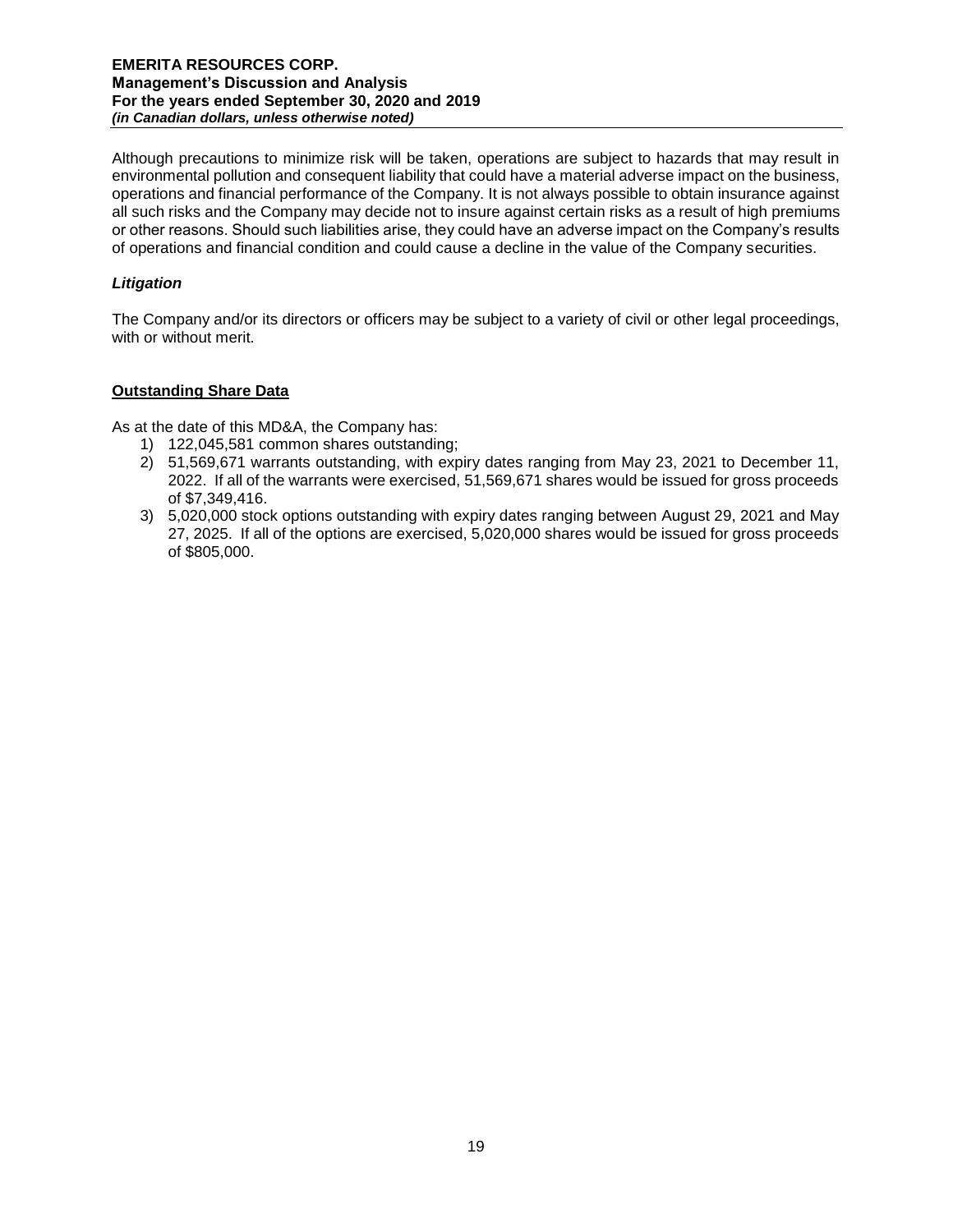Although precautions to minimize risk will be taken, operations are subject to hazards that may result in environmental pollution and consequent liability that could have a material adverse impact on the business, operations and financial performance of the Company. It is not always possible to obtain insurance against all such risks and the Company may decide not to insure against certain risks as a result of high premiums or other reasons. Should such liabilities arise, they could have an adverse impact on the Company's results of operations and financial condition and could cause a decline in the value of the Company securities.

### *Litigation*

The Company and/or its directors or officers may be subject to a variety of civil or other legal proceedings, with or without merit.

## Outstanding Share Data

As at the date of this MD&A, the Company has:

1) 122,045,581 common shares outstanding;
2) 51,569,671 warrants outstanding, with expiry dates ranging from May 23, 2021 to December 11, 2022. If all of the warrants were exercised, 51,569,671 shares would be issued for gross proceeds of $7,349,416.
3) 5,020,000 stock options outstanding with expiry dates ranging between August 29, 2021 and May 27, 2025. If all of the options are exercised, 5,020,000 shares would be issued for gross proceeds of $805,000.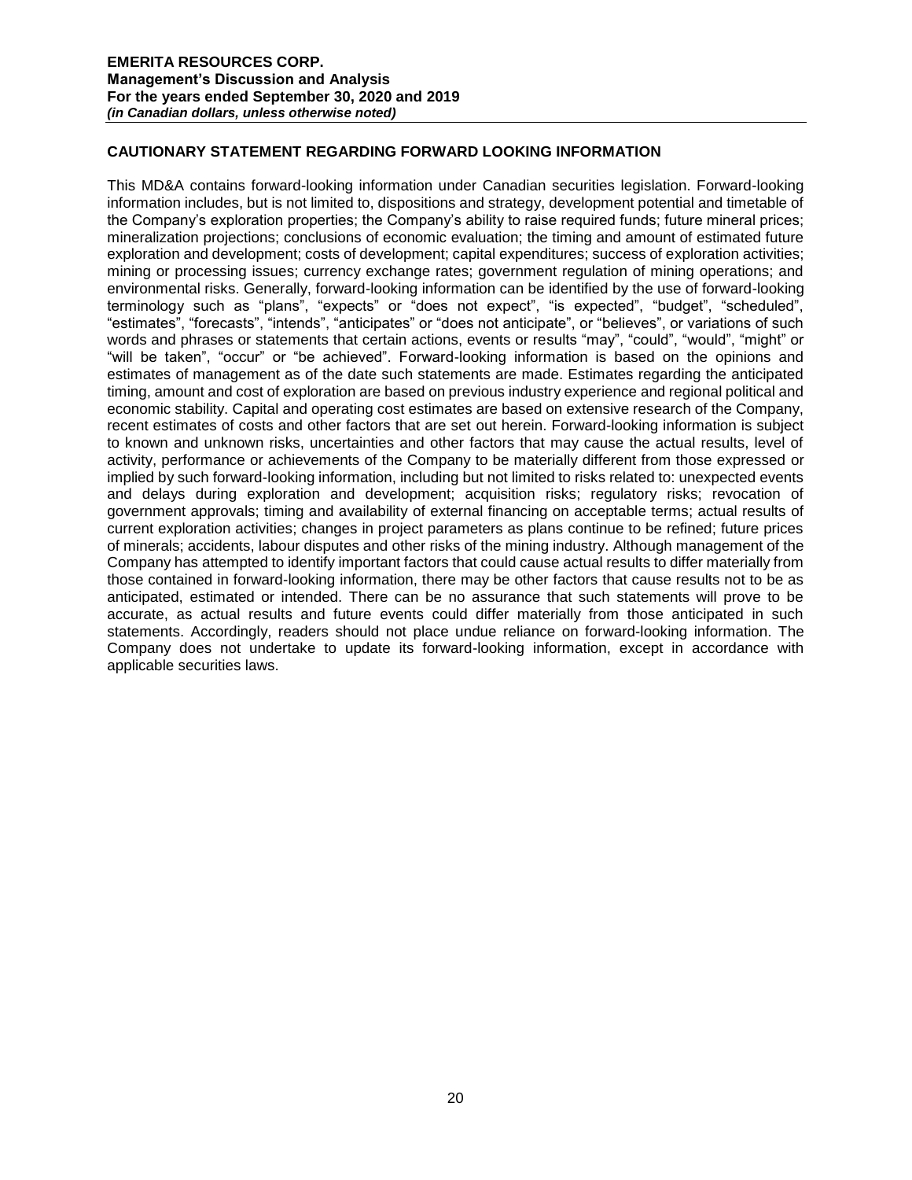## CAUTIONARY STATEMENT REGARDING FORWARD LOOKING INFORMATION

This MD&A contains forward-looking information under Canadian securities legislation. Forward-looking information includes, but is not limited to, dispositions and strategy, development potential and timetable of the Company's exploration properties; the Company's ability to raise required funds; future mineral prices; mineralization projections; conclusions of economic evaluation; the timing and amount of estimated future exploration and development; costs of development; capital expenditures; success of exploration activities; mining or processing issues; currency exchange rates; government regulation of mining operations; and environmental risks. Generally, forward-looking information can be identified by the use of forward-looking terminology such as "plans", "expects" or "does not expect", "is expected", "budget", "scheduled", "estimates", "forecasts", "intends", "anticipates" or "does not anticipate", or "believes", or variations of such words and phrases or statements that certain actions, events or results "may", "could", "would", "might" or "will be taken", "occur" or "be achieved". Forward-looking information is based on the opinions and estimates of management as of the date such statements are made. Estimates regarding the anticipated timing, amount and cost of exploration are based on previous industry experience and regional political and economic stability. Capital and operating cost estimates are based on extensive research of the Company, recent estimates of costs and other factors that are set out herein. Forward-looking information is subject to known and unknown risks, uncertainties and other factors that may cause the actual results, level of activity, performance or achievements of the Company to be materially different from those expressed or implied by such forward-looking information, including but not limited to risks related to: unexpected events and delays during exploration and development; acquisition risks; regulatory risks; revocation of government approvals; timing and availability of external financing on acceptable terms; actual results of current exploration activities; changes in project parameters as plans continue to be refined; future prices of minerals; accidents, labour disputes and other risks of the mining industry. Although management of the Company has attempted to identify important factors that could cause actual results to differ materially from those contained in forward-looking information, there may be other factors that cause results not to be as anticipated, estimated or intended. There can be no assurance that such statements will prove to be accurate, as actual results and future events could differ materially from those anticipated in such statements. Accordingly, readers should not place undue reliance on forward-looking information. The Company does not undertake to update its forward-looking information, except in accordance with applicable securities laws.